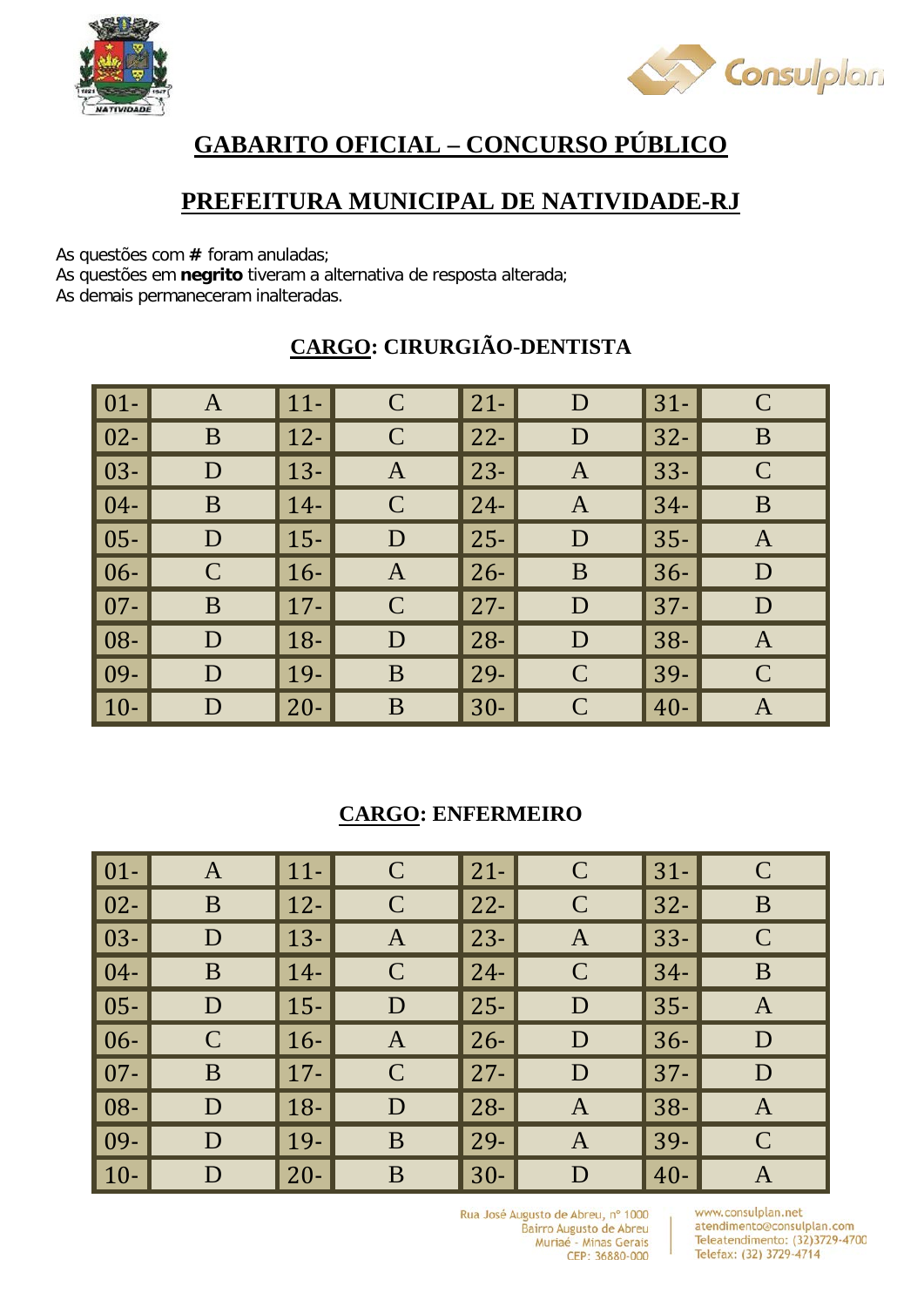# GABARITO OFICIAL – CONCURSO PÚBLICO

## PREFEITURA MUNICIPAL DE NATIVIDADE-RJ

As questões com **#** foram anuladas;
As questões em **negrito** tiveram a alternativa de resposta alterada;
As demais permaneceram inalteradas.

### CARGO: CIRURGIÃO-DENTISTA

| | | | | | | | |
|---|---|---|---|---|---|---|---|
| 01- | A | 11- | C | 21- | D | 31- | C |
| 02- | B | 12- | C | 22- | D | 32- | B |
| 03- | D | 13- | A | 23- | A | 33- | C |
| 04- | B | 14- | C | 24- | A | 34- | B |
| 05- | D | 15- | D | 25- | D | 35- | A |
| 06- | C | 16- | A | 26- | B | 36- | D |
| 07- | B | 17- | C | 27- | D | 37- | D |
| 08- | D | 18- | D | 28- | D | 38- | A |
| 09- | D | 19- | B | 29- | C | 39- | C |
| 10- | D | 20- | B | 30- | C | 40- | A |

### CARGO: ENFERMEIRO

| | | | | | | | |
|---|---|---|---|---|---|---|---|
| 01- | A | 11- | C | 21- | C | 31- | C |
| 02- | B | 12- | C | 22- | C | 32- | B |
| 03- | D | 13- | A | 23- | A | 33- | C |
| 04- | B | 14- | C | 24- | C | 34- | B |
| 05- | D | 15- | D | 25- | D | 35- | A |
| 06- | C | 16- | A | 26- | D | 36- | D |
| 07- | B | 17- | C | 27- | D | 37- | D |
| 08- | D | 18- | D | 28- | A | 38- | A |
| 09- | D | 19- | B | 29- | A | 39- | C |
| 10- | D | 20- | B | 30- | D | 40- | A |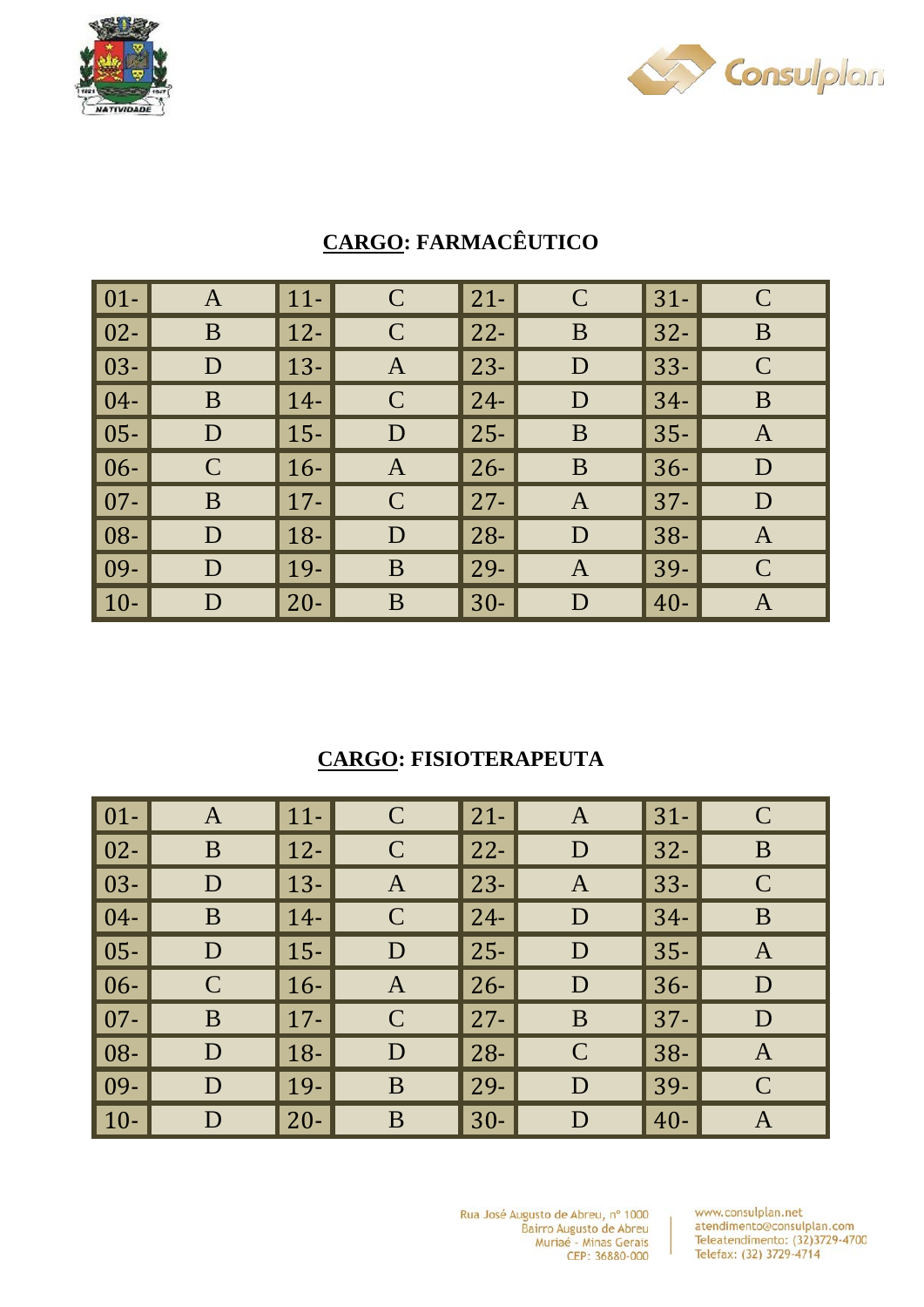**CARGO: FARMACÊUTICO**

| | | | | | | | |
|---|---|---|---|---|---|---|---|
| 01- | A | 11- | C | 21- | C | 31- | C |
| 02- | B | 12- | C | 22- | B | 32- | B |
| 03- | D | 13- | A | 23- | D | 33- | C |
| 04- | B | 14- | C | 24- | D | 34- | B |
| 05- | D | 15- | D | 25- | B | 35- | A |
| 06- | C | 16- | A | 26- | B | 36- | D |
| 07- | B | 17- | C | 27- | A | 37- | D |
| 08- | D | 18- | D | 28- | D | 38- | A |
| 09- | D | 19- | B | 29- | A | 39- | C |
| 10- | D | 20- | B | 30- | D | 40- | A |

**CARGO: FISIOTERAPEUTA**

| | | | | | | | |
|---|---|---|---|---|---|---|---|
| 01- | A | 11- | C | 21- | A | 31- | C |
| 02- | B | 12- | C | 22- | D | 32- | B |
| 03- | D | 13- | A | 23- | A | 33- | C |
| 04- | B | 14- | C | 24- | D | 34- | B |
| 05- | D | 15- | D | 25- | D | 35- | A |
| 06- | C | 16- | A | 26- | D | 36- | D |
| 07- | B | 17- | C | 27- | B | 37- | D |
| 08- | D | 18- | D | 28- | C | 38- | A |
| 09- | D | 19- | B | 29- | D | 39- | C |
| 10- | D | 20- | B | 30- | D | 40- | A |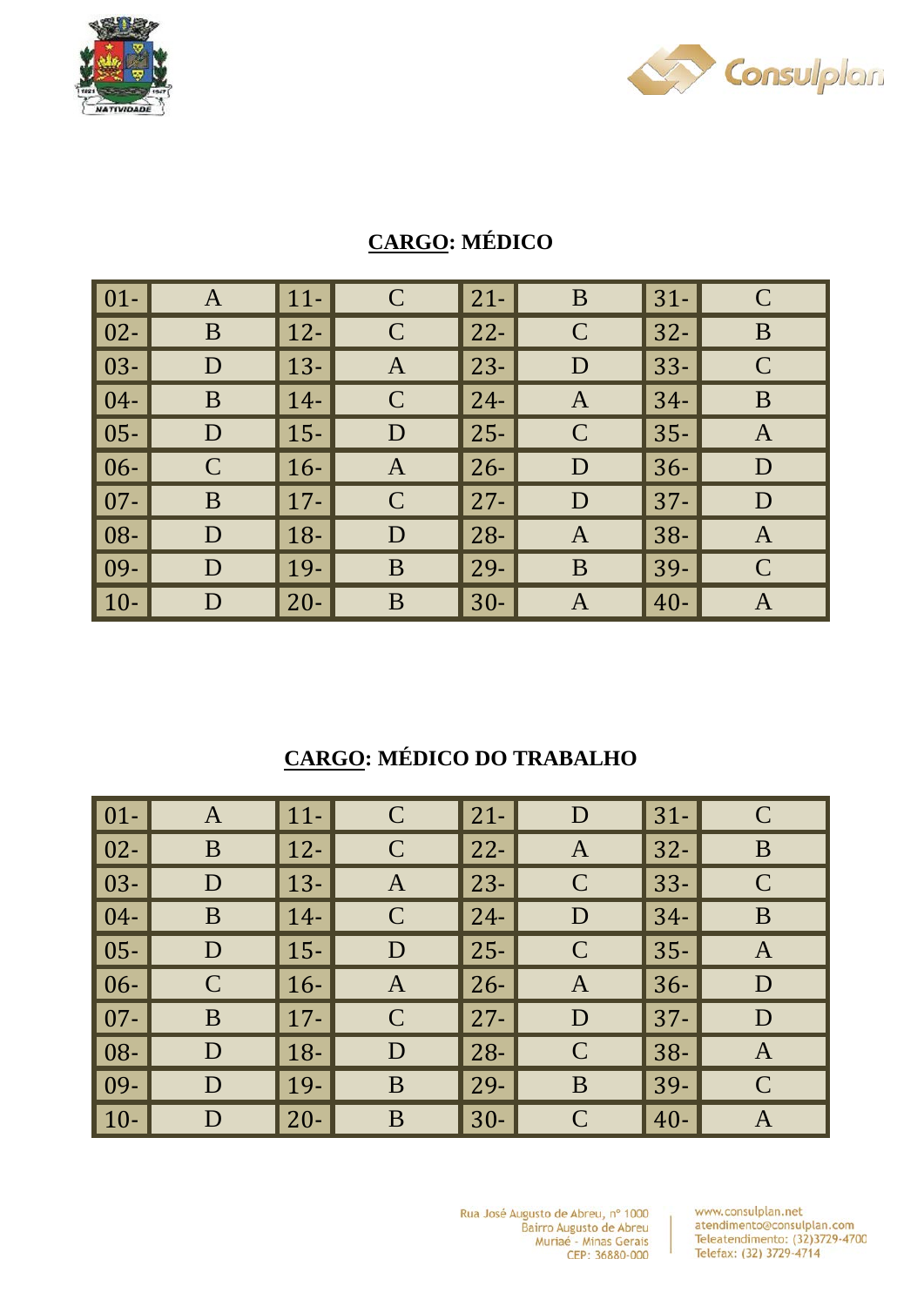**CARGO: MÉDICO**

| | | | | | | | |
|---|---|---|---|---|---|---|---|
| 01- | A | 11- | C | 21- | B | 31- | C |
| 02- | B | 12- | C | 22- | C | 32- | B |
| 03- | D | 13- | A | 23- | D | 33- | C |
| 04- | B | 14- | C | 24- | A | 34- | B |
| 05- | D | 15- | D | 25- | C | 35- | A |
| 06- | C | 16- | A | 26- | D | 36- | D |
| 07- | B | 17- | C | 27- | D | 37- | D |
| 08- | D | 18- | D | 28- | A | 38- | A |
| 09- | D | 19- | B | 29- | B | 39- | C |
| 10- | D | 20- | B | 30- | A | 40- | A |

**CARGO: MÉDICO DO TRABALHO**

| | | | | | | | |
|---|---|---|---|---|---|---|---|
| 01- | A | 11- | C | 21- | D | 31- | C |
| 02- | B | 12- | C | 22- | A | 32- | B |
| 03- | D | 13- | A | 23- | C | 33- | C |
| 04- | B | 14- | C | 24- | D | 34- | B |
| 05- | D | 15- | D | 25- | C | 35- | A |
| 06- | C | 16- | A | 26- | A | 36- | D |
| 07- | B | 17- | C | 27- | D | 37- | D |
| 08- | D | 18- | D | 28- | C | 38- | A |
| 09- | D | 19- | B | 29- | B | 39- | C |
| 10- | D | 20- | B | 30- | C | 40- | A |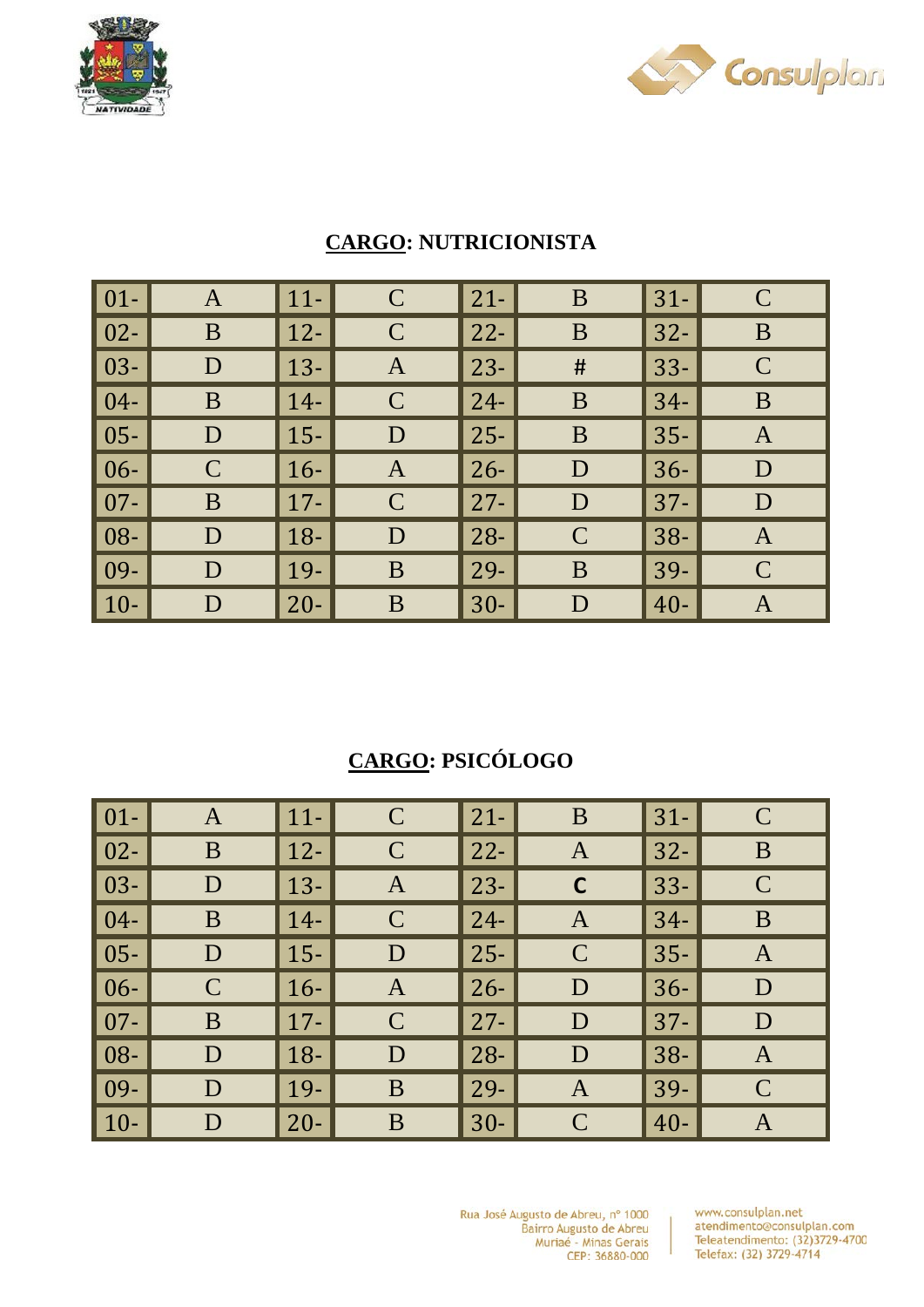## CARGO: NUTRICIONISTA

| | | | | | | | |
|---|---|---|---|---|---|---|---|
| 01- | A | 11- | C | 21- | B | 31- | C |
| 02- | B | 12- | C | 22- | B | 32- | B |
| 03- | D | 13- | A | 23- | # | 33- | C |
| 04- | B | 14- | C | 24- | B | 34- | B |
| 05- | D | 15- | D | 25- | B | 35- | A |
| 06- | C | 16- | A | 26- | D | 36- | D |
| 07- | B | 17- | C | 27- | D | 37- | D |
| 08- | D | 18- | D | 28- | C | 38- | A |
| 09- | D | 19- | B | 29- | B | 39- | C |
| 10- | D | 20- | B | 30- | D | 40- | A |

## CARGO: PSICÓLOGO

| | | | | | | | |
|---|---|---|---|---|---|---|---|
| 01- | A | 11- | C | 21- | B | 31- | C |
| 02- | B | 12- | C | 22- | A | 32- | B |
| 03- | D | 13- | A | 23- | **C** | 33- | C |
| 04- | B | 14- | C | 24- | A | 34- | B |
| 05- | D | 15- | D | 25- | C | 35- | A |
| 06- | C | 16- | A | 26- | D | 36- | D |
| 07- | B | 17- | C | 27- | D | 37- | D |
| 08- | D | 18- | D | 28- | D | 38- | A |
| 09- | D | 19- | B | 29- | A | 39- | C |
| 10- | D | 20- | B | 30- | C | 40- | A |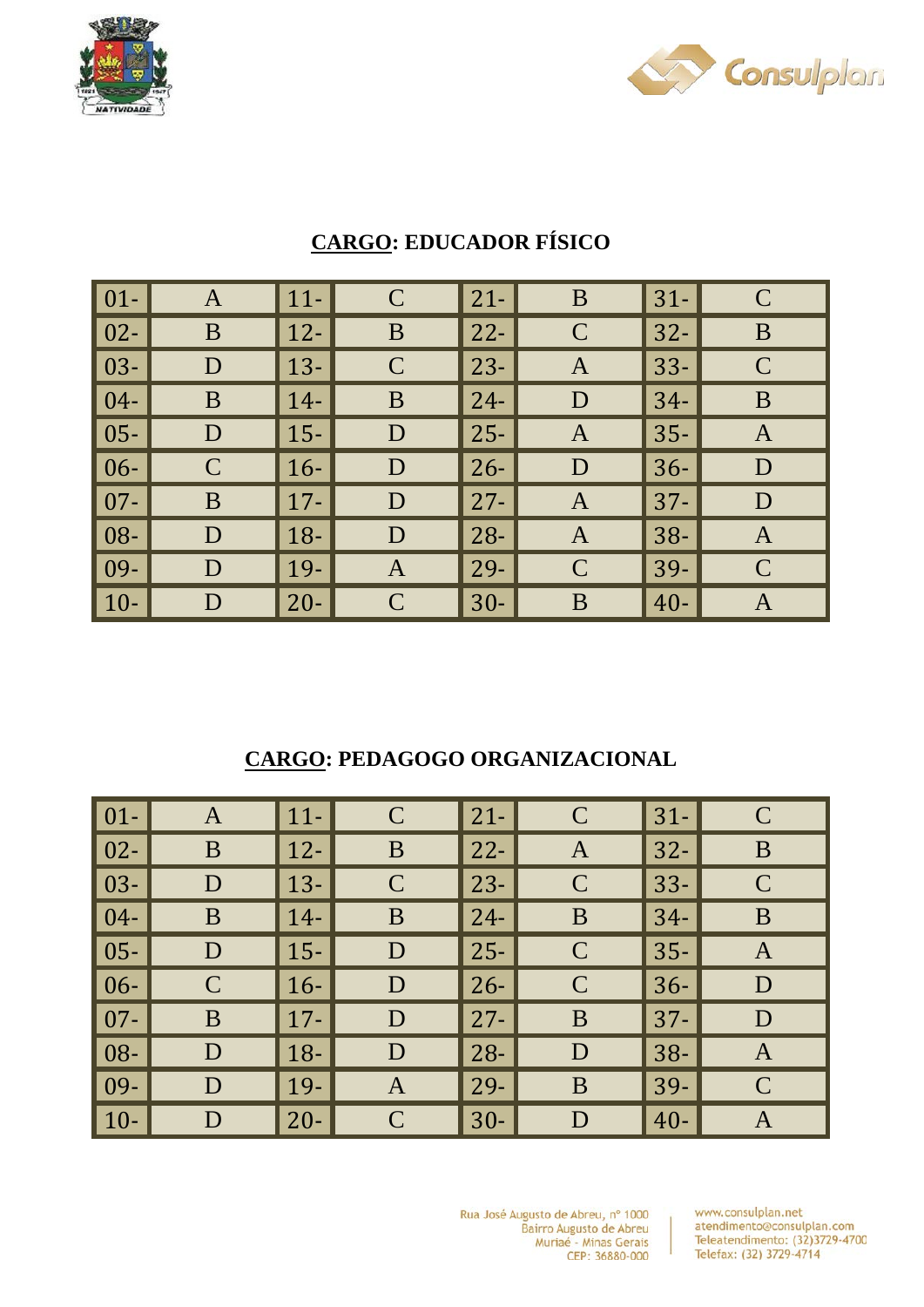## CARGO: EDUCADOR FÍSICO

| | | | | | | | |
|---|---|---|---|---|---|---|---|
| 01- | A | 11- | C | 21- | B | 31- | C |
| 02- | B | 12- | B | 22- | C | 32- | B |
| 03- | D | 13- | C | 23- | A | 33- | C |
| 04- | B | 14- | B | 24- | D | 34- | B |
| 05- | D | 15- | D | 25- | A | 35- | A |
| 06- | C | 16- | D | 26- | D | 36- | D |
| 07- | B | 17- | D | 27- | A | 37- | D |
| 08- | D | 18- | D | 28- | A | 38- | A |
| 09- | D | 19- | A | 29- | C | 39- | C |
| 10- | D | 20- | C | 30- | B | 40- | A |

## CARGO: PEDAGOGO ORGANIZACIONAL

| | | | | | | | |
|---|---|---|---|---|---|---|---|
| 01- | A | 11- | C | 21- | C | 31- | C |
| 02- | B | 12- | B | 22- | A | 32- | B |
| 03- | D | 13- | C | 23- | C | 33- | C |
| 04- | B | 14- | B | 24- | B | 34- | B |
| 05- | D | 15- | D | 25- | C | 35- | A |
| 06- | C | 16- | D | 26- | C | 36- | D |
| 07- | B | 17- | D | 27- | B | 37- | D |
| 08- | D | 18- | D | 28- | D | 38- | A |
| 09- | D | 19- | A | 29- | B | 39- | C |
| 10- | D | 20- | C | 30- | D | 40- | A |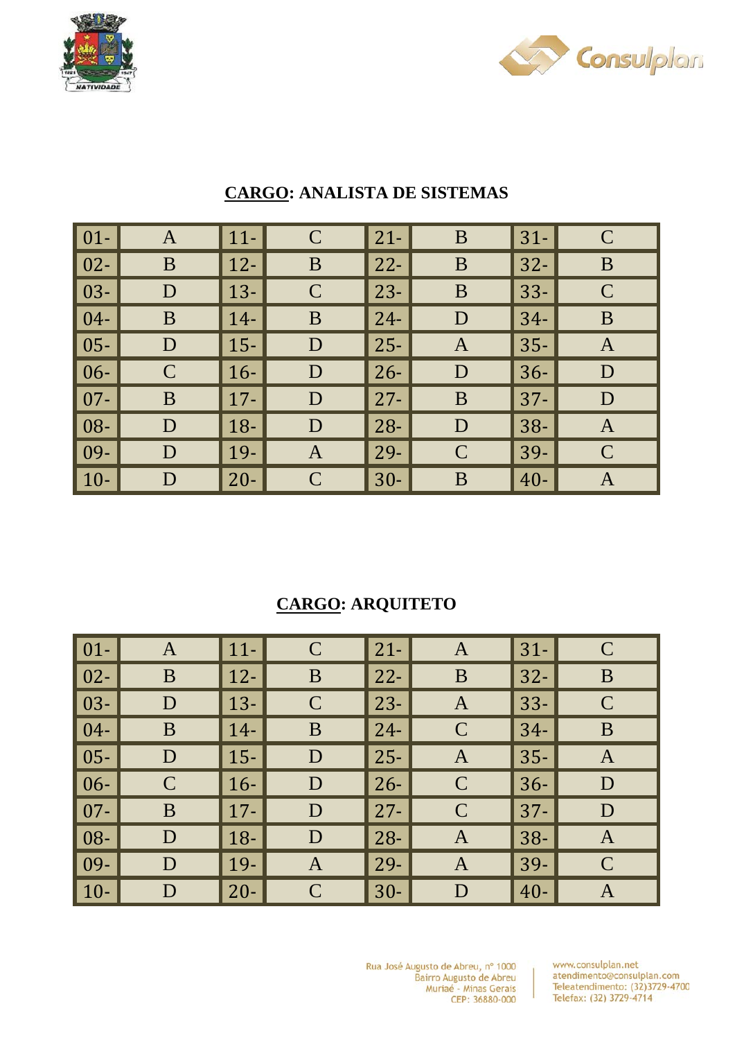## CARGO: ANALISTA DE SISTEMAS

| | | | | | | | |
|---|---|---|---|---|---|---|---|
| 01- | A | 11- | C | 21- | B | 31- | C |
| 02- | B | 12- | B | 22- | B | 32- | B |
| 03- | D | 13- | C | 23- | B | 33- | C |
| 04- | B | 14- | B | 24- | D | 34- | B |
| 05- | D | 15- | D | 25- | A | 35- | A |
| 06- | C | 16- | D | 26- | D | 36- | D |
| 07- | B | 17- | D | 27- | B | 37- | D |
| 08- | D | 18- | D | 28- | D | 38- | A |
| 09- | D | 19- | A | 29- | C | 39- | C |
| 10- | D | 20- | C | 30- | B | 40- | A |

## CARGO: ARQUITETO

| | | | | | | | |
|---|---|---|---|---|---|---|---|
| 01- | A | 11- | C | 21- | A | 31- | C |
| 02- | B | 12- | B | 22- | B | 32- | B |
| 03- | D | 13- | C | 23- | A | 33- | C |
| 04- | B | 14- | B | 24- | C | 34- | B |
| 05- | D | 15- | D | 25- | A | 35- | A |
| 06- | C | 16- | D | 26- | C | 36- | D |
| 07- | B | 17- | D | 27- | C | 37- | D |
| 08- | D | 18- | D | 28- | A | 38- | A |
| 09- | D | 19- | A | 29- | A | 39- | C |
| 10- | D | 20- | C | 30- | D | 40- | A |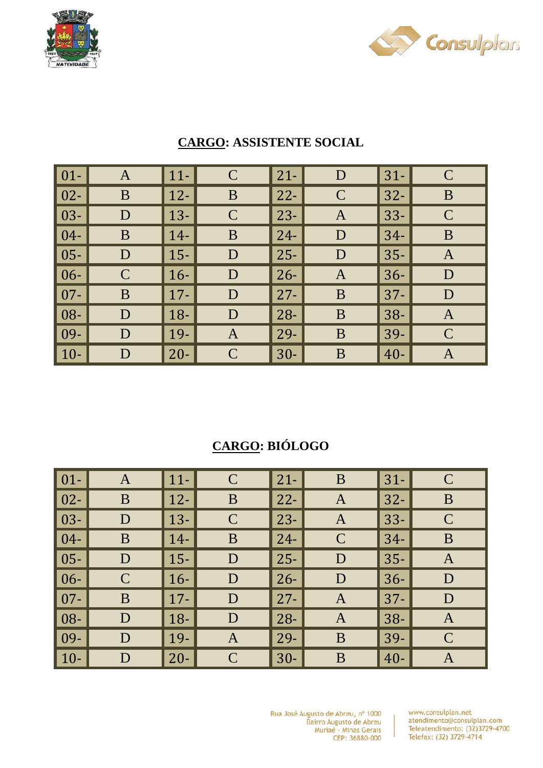**<u>CARGO</u>: ASSISTENTE SOCIAL**

| | | | | | | | |
|---|---|---|---|---|---|---|---|
| 01- | A | 11- | C | 21- | D | 31- | C |
| 02- | B | 12- | B | 22- | C | 32- | B |
| 03- | D | 13- | C | 23- | A | 33- | C |
| 04- | B | 14- | B | 24- | D | 34- | B |
| 05- | D | 15- | D | 25- | D | 35- | A |
| 06- | C | 16- | D | 26- | A | 36- | D |
| 07- | B | 17- | D | 27- | B | 37- | D |
| 08- | D | 18- | D | 28- | B | 38- | A |
| 09- | D | 19- | A | 29- | B | 39- | C |
| 10- | D | 20- | C | 30- | B | 40- | A |

**<u>CARGO</u>: BIÓLOGO**

| | | | | | | | |
|---|---|---|---|---|---|---|---|
| 01- | A | 11- | C | 21- | B | 31- | C |
| 02- | B | 12- | B | 22- | A | 32- | B |
| 03- | D | 13- | C | 23- | A | 33- | C |
| 04- | B | 14- | B | 24- | C | 34- | B |
| 05- | D | 15- | D | 25- | D | 35- | A |
| 06- | C | 16- | D | 26- | D | 36- | D |
| 07- | B | 17- | D | 27- | A | 37- | D |
| 08- | D | 18- | D | 28- | A | 38- | A |
| 09- | D | 19- | A | 29- | B | 39- | C |
| 10- | D | 20- | C | 30- | B | 40- | A |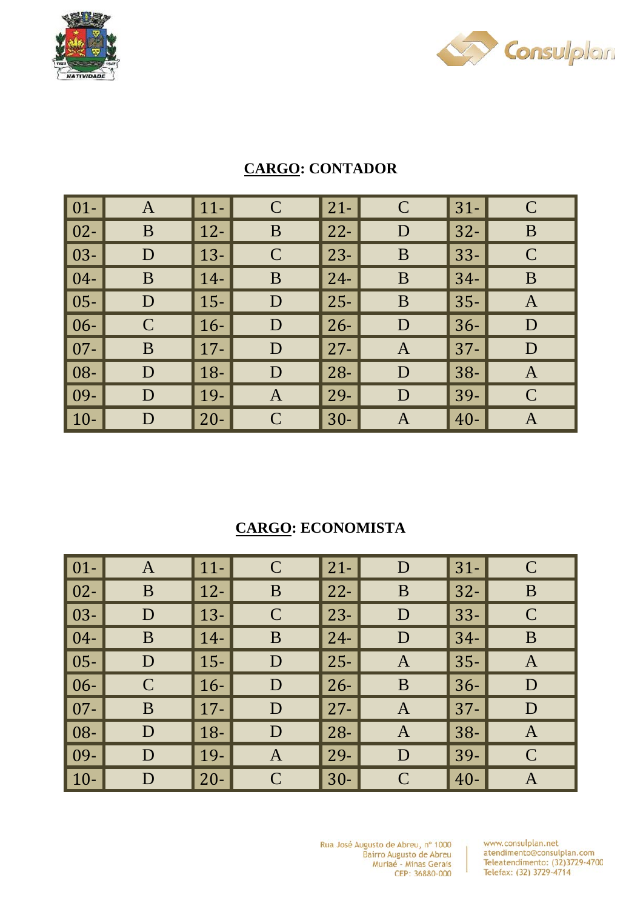## CARGO: CONTADOR

| | | | | | | | |
|---|---|---|---|---|---|---|---|
| 01- | A | 11- | C | 21- | C | 31- | C |
| 02- | B | 12- | B | 22- | D | 32- | B |
| 03- | D | 13- | C | 23- | B | 33- | C |
| 04- | B | 14- | B | 24- | B | 34- | B |
| 05- | D | 15- | D | 25- | B | 35- | A |
| 06- | C | 16- | D | 26- | D | 36- | D |
| 07- | B | 17- | D | 27- | A | 37- | D |
| 08- | D | 18- | D | 28- | D | 38- | A |
| 09- | D | 19- | A | 29- | D | 39- | C |
| 10- | D | 20- | C | 30- | A | 40- | A |

## CARGO: ECONOMISTA

| | | | | | | | |
|---|---|---|---|---|---|---|---|
| 01- | A | 11- | C | 21- | D | 31- | C |
| 02- | B | 12- | B | 22- | B | 32- | B |
| 03- | D | 13- | C | 23- | D | 33- | C |
| 04- | B | 14- | B | 24- | D | 34- | B |
| 05- | D | 15- | D | 25- | A | 35- | A |
| 06- | C | 16- | D | 26- | B | 36- | D |
| 07- | B | 17- | D | 27- | A | 37- | D |
| 08- | D | 18- | D | 28- | A | 38- | A |
| 09- | D | 19- | A | 29- | D | 39- | C |
| 10- | D | 20- | C | 30- | C | 40- | A |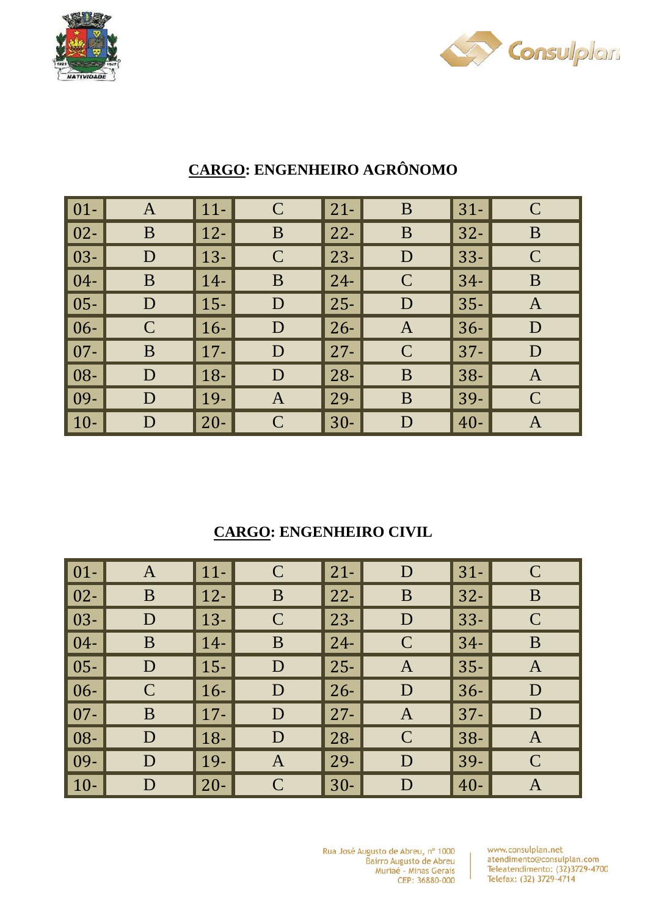## CARGO: ENGENHEIRO AGRÔNOMO

| | | | | | | | |
|---|---|---|---|---|---|---|---|
| 01- | A | 11- | C | 21- | B | 31- | C |
| 02- | B | 12- | B | 22- | B | 32- | B |
| 03- | D | 13- | C | 23- | D | 33- | C |
| 04- | B | 14- | B | 24- | C | 34- | B |
| 05- | D | 15- | D | 25- | D | 35- | A |
| 06- | C | 16- | D | 26- | A | 36- | D |
| 07- | B | 17- | D | 27- | C | 37- | D |
| 08- | D | 18- | D | 28- | B | 38- | A |
| 09- | D | 19- | A | 29- | B | 39- | C |
| 10- | D | 20- | C | 30- | D | 40- | A |

## CARGO: ENGENHEIRO CIVIL

| | | | | | | | |
|---|---|---|---|---|---|---|---|
| 01- | A | 11- | C | 21- | D | 31- | C |
| 02- | B | 12- | B | 22- | B | 32- | B |
| 03- | D | 13- | C | 23- | D | 33- | C |
| 04- | B | 14- | B | 24- | C | 34- | B |
| 05- | D | 15- | D | 25- | A | 35- | A |
| 06- | C | 16- | D | 26- | D | 36- | D |
| 07- | B | 17- | D | 27- | A | 37- | D |
| 08- | D | 18- | D | 28- | C | 38- | A |
| 09- | D | 19- | A | 29- | D | 39- | C |
| 10- | D | 20- | C | 30- | D | 40- | A |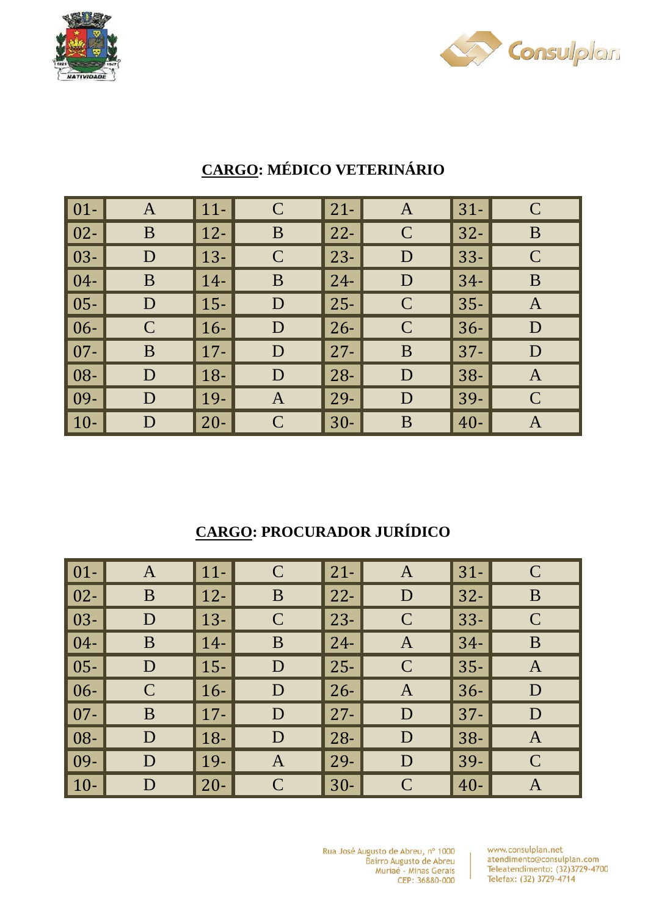**<u>CARGO</u>: MÉDICO VETERINÁRIO**

| | | | | | | | |
|---|---|---|---|---|---|---|---|
| 01- | A | 11- | C | 21- | A | 31- | C |
| 02- | B | 12- | B | 22- | C | 32- | B |
| 03- | D | 13- | C | 23- | D | 33- | C |
| 04- | B | 14- | B | 24- | D | 34- | B |
| 05- | D | 15- | D | 25- | C | 35- | A |
| 06- | C | 16- | D | 26- | C | 36- | D |
| 07- | B | 17- | D | 27- | B | 37- | D |
| 08- | D | 18- | D | 28- | D | 38- | A |
| 09- | D | 19- | A | 29- | D | 39- | C |
| 10- | D | 20- | C | 30- | B | 40- | A |

**<u>CARGO</u>: PROCURADOR JURÍDICO**

| | | | | | | | |
|---|---|---|---|---|---|---|---|
| 01- | A | 11- | C | 21- | A | 31- | C |
| 02- | B | 12- | B | 22- | D | 32- | B |
| 03- | D | 13- | C | 23- | C | 33- | C |
| 04- | B | 14- | B | 24- | A | 34- | B |
| 05- | D | 15- | D | 25- | C | 35- | A |
| 06- | C | 16- | D | 26- | A | 36- | D |
| 07- | B | 17- | D | 27- | D | 37- | D |
| 08- | D | 18- | D | 28- | D | 38- | A |
| 09- | D | 19- | A | 29- | D | 39- | C |
| 10- | D | 20- | C | 30- | C | 40- | A |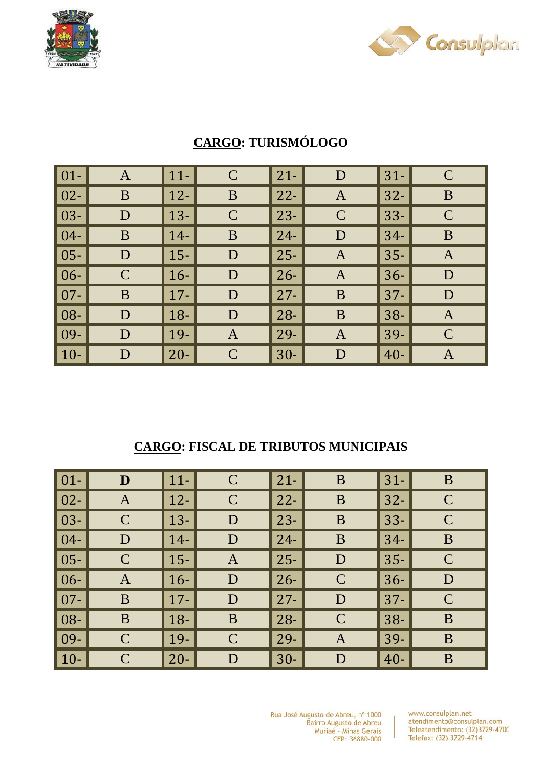## **CARGO: TURISMÓLOGO**

| 01- | A | 11- | C | 21- | D | 31- | C |
|---|---|---|---|---|---|---|---|
| 02- | B | 12- | B | 22- | A | 32- | B |
| 03- | D | 13- | C | 23- | C | 33- | C |
| 04- | B | 14- | B | 24- | D | 34- | B |
| 05- | D | 15- | D | 25- | A | 35- | A |
| 06- | C | 16- | D | 26- | A | 36- | D |
| 07- | B | 17- | D | 27- | B | 37- | D |
| 08- | D | 18- | D | 28- | B | 38- | A |
| 09- | D | 19- | A | 29- | A | 39- | C |
| 10- | D | 20- | C | 30- | D | 40- | A |

## **CARGO: FISCAL DE TRIBUTOS MUNICIPAIS**

| 01- | **D** | 11- | C | 21- | B | 31- | B |
|---|---|---|---|---|---|---|---|
| 02- | A | 12- | C | 22- | B | 32- | C |
| 03- | C | 13- | D | 23- | B | 33- | C |
| 04- | D | 14- | D | 24- | B | 34- | B |
| 05- | C | 15- | A | 25- | D | 35- | C |
| 06- | A | 16- | D | 26- | C | 36- | D |
| 07- | B | 17- | D | 27- | D | 37- | C |
| 08- | B | 18- | B | 28- | C | 38- | B |
| 09- | C | 19- | C | 29- | A | 39- | B |
| 10- | C | 20- | D | 30- | D | 40- | B |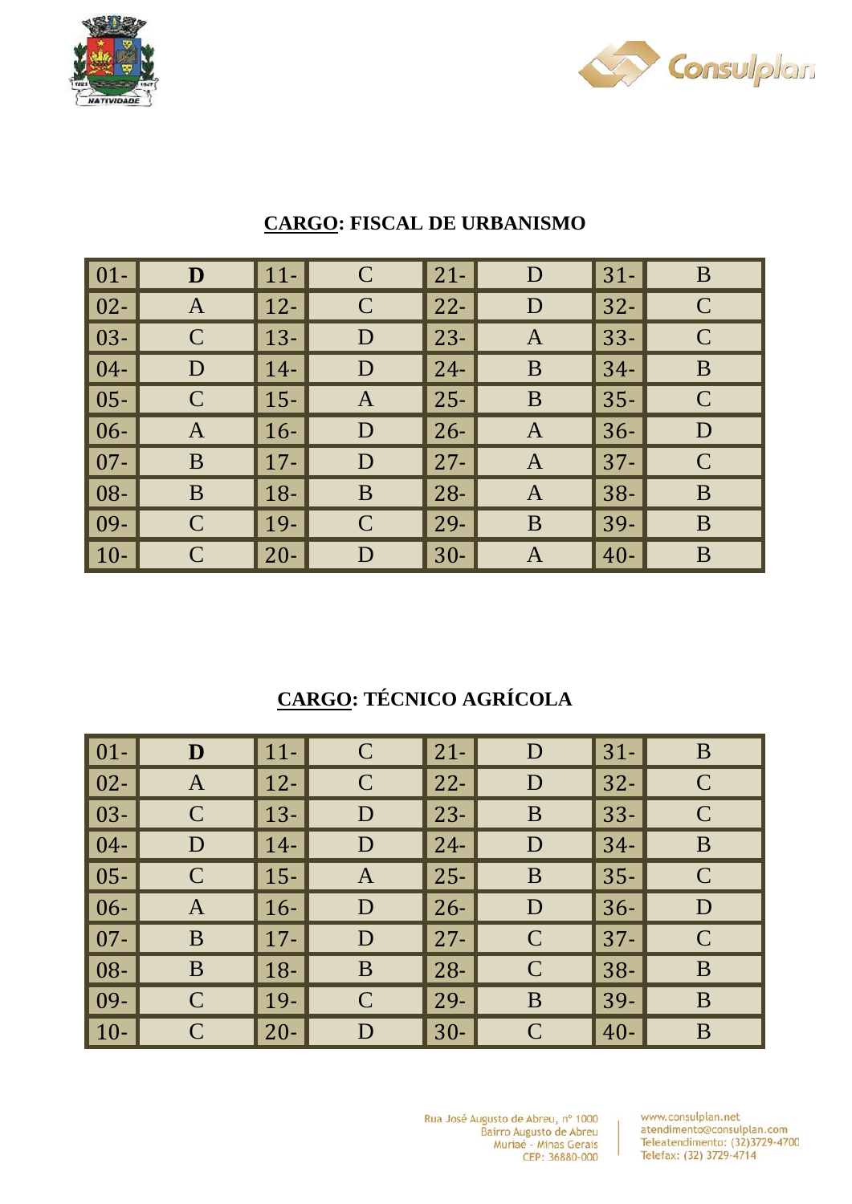## CARGO: FISCAL DE URBANISMO

| | | | | | | | |
|---|---|---|---|---|---|---|---|
| 01- | **D** | 11- | C | 21- | D | 31- | B |
| 02- | A | 12- | C | 22- | D | 32- | C |
| 03- | C | 13- | D | 23- | A | 33- | C |
| 04- | D | 14- | D | 24- | B | 34- | B |
| 05- | C | 15- | A | 25- | B | 35- | C |
| 06- | A | 16- | D | 26- | A | 36- | D |
| 07- | B | 17- | D | 27- | A | 37- | C |
| 08- | B | 18- | B | 28- | A | 38- | B |
| 09- | C | 19- | C | 29- | B | 39- | B |
| 10- | C | 20- | D | 30- | A | 40- | B |

## CARGO: TÉCNICO AGRÍCOLA

| | | | | | | | |
|---|---|---|---|---|---|---|---|
| 01- | **D** | 11- | C | 21- | D | 31- | B |
| 02- | A | 12- | C | 22- | D | 32- | C |
| 03- | C | 13- | D | 23- | B | 33- | C |
| 04- | D | 14- | D | 24- | D | 34- | B |
| 05- | C | 15- | A | 25- | B | 35- | C |
| 06- | A | 16- | D | 26- | D | 36- | D |
| 07- | B | 17- | D | 27- | C | 37- | C |
| 08- | B | 18- | B | 28- | C | 38- | B |
| 09- | C | 19- | C | 29- | B | 39- | B |
| 10- | C | 20- | D | 30- | C | 40- | B |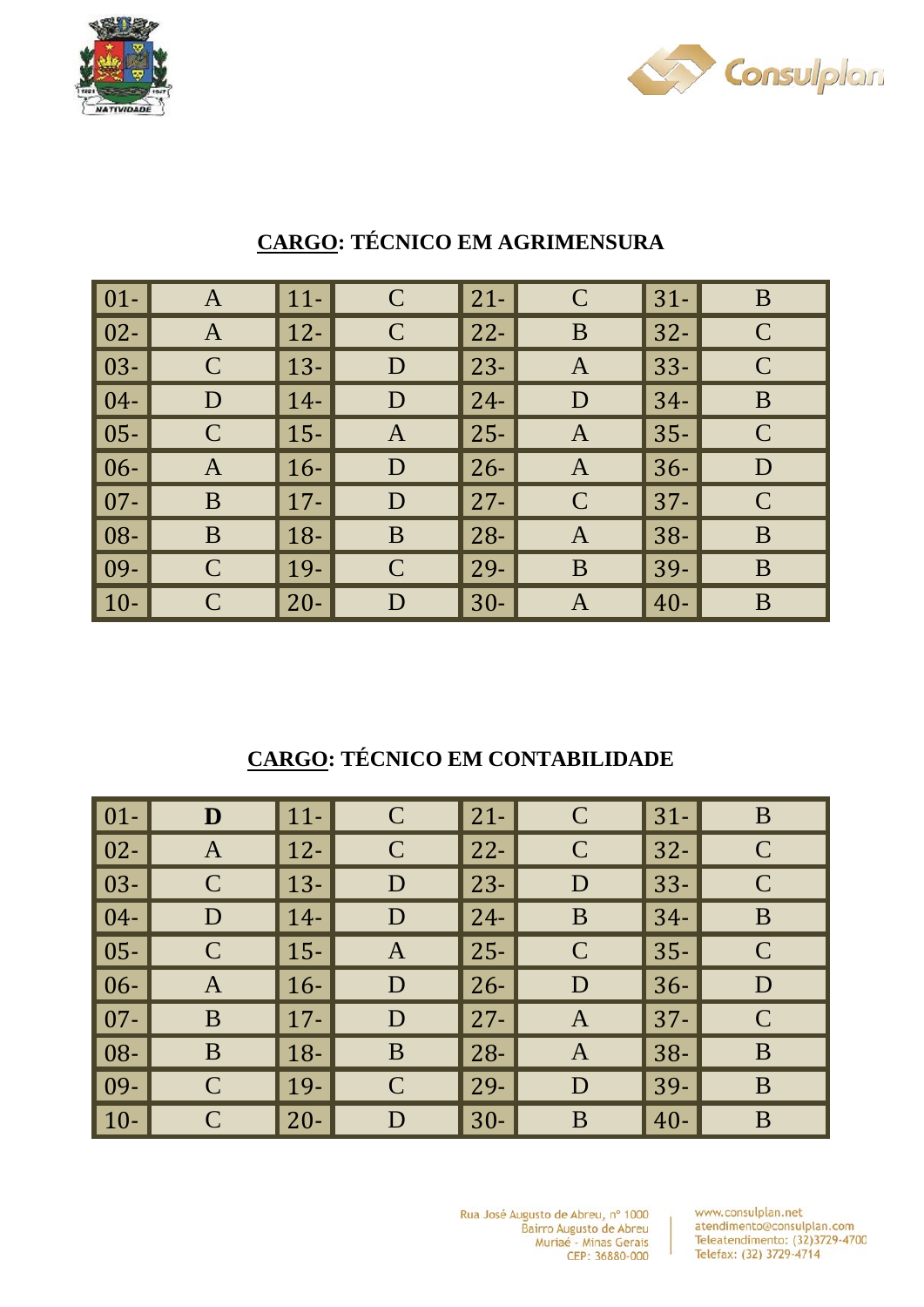## <u>CARGO</u>: TÉCNICO EM AGRIMENSURA

| | | | | | | | |
|---|---|---|---|---|---|---|---|
| 01- | A | 11- | C | 21- | C | 31- | B |
| 02- | A | 12- | C | 22- | B | 32- | C |
| 03- | C | 13- | D | 23- | A | 33- | C |
| 04- | D | 14- | D | 24- | D | 34- | B |
| 05- | C | 15- | A | 25- | A | 35- | C |
| 06- | A | 16- | D | 26- | A | 36- | D |
| 07- | B | 17- | D | 27- | C | 37- | C |
| 08- | B | 18- | B | 28- | A | 38- | B |
| 09- | C | 19- | C | 29- | B | 39- | B |
| 10- | C | 20- | D | 30- | A | 40- | B |

## <u>CARGO</u>: TÉCNICO EM CONTABILIDADE

| | | | | | | | |
|---|---|---|---|---|---|---|---|
| 01- | **D** | 11- | C | 21- | C | 31- | B |
| 02- | A | 12- | C | 22- | C | 32- | C |
| 03- | C | 13- | D | 23- | D | 33- | C |
| 04- | D | 14- | D | 24- | B | 34- | B |
| 05- | C | 15- | A | 25- | C | 35- | C |
| 06- | A | 16- | D | 26- | D | 36- | D |
| 07- | B | 17- | D | 27- | A | 37- | C |
| 08- | B | 18- | B | 28- | A | 38- | B |
| 09- | C | 19- | C | 29- | D | 39- | B |
| 10- | C | 20- | D | 30- | B | 40- | B |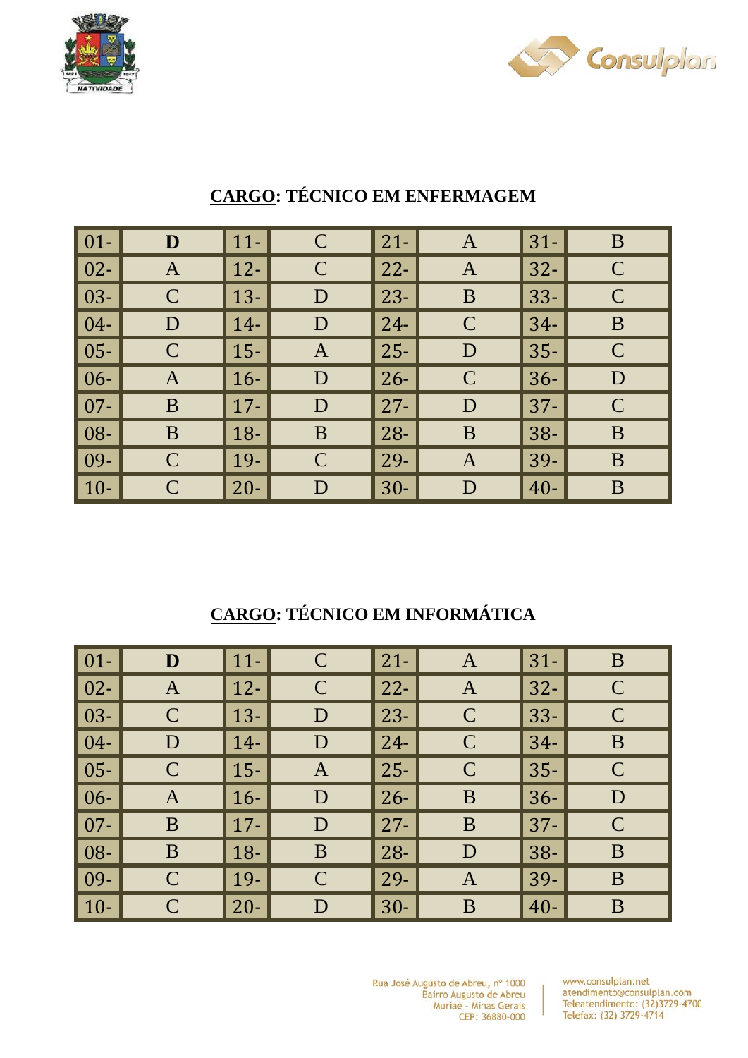## **CARGO: TÉCNICO EM ENFERMAGEM**

| | | | | | | | |
|---|---|---|---|---|---|---|---|
| 01- | **D** | 11- | C | 21- | A | 31- | B |
| 02- | A | 12- | C | 22- | A | 32- | C |
| 03- | C | 13- | D | 23- | B | 33- | C |
| 04- | D | 14- | D | 24- | C | 34- | B |
| 05- | C | 15- | A | 25- | D | 35- | C |
| 06- | A | 16- | D | 26- | C | 36- | D |
| 07- | B | 17- | D | 27- | D | 37- | C |
| 08- | B | 18- | B | 28- | B | 38- | B |
| 09- | C | 19- | C | 29- | A | 39- | B |
| 10- | C | 20- | D | 30- | D | 40- | B |

## **CARGO: TÉCNICO EM INFORMÁTICA**

| | | | | | | | |
|---|---|---|---|---|---|---|---|
| 01- | **D** | 11- | C | 21- | A | 31- | B |
| 02- | A | 12- | C | 22- | A | 32- | C |
| 03- | C | 13- | D | 23- | C | 33- | C |
| 04- | D | 14- | D | 24- | C | 34- | B |
| 05- | C | 15- | A | 25- | C | 35- | C |
| 06- | A | 16- | D | 26- | B | 36- | D |
| 07- | B | 17- | D | 27- | B | 37- | C |
| 08- | B | 18- | B | 28- | D | 38- | B |
| 09- | C | 19- | C | 29- | A | 39- | B |
| 10- | C | 20- | D | 30- | B | 40- | B |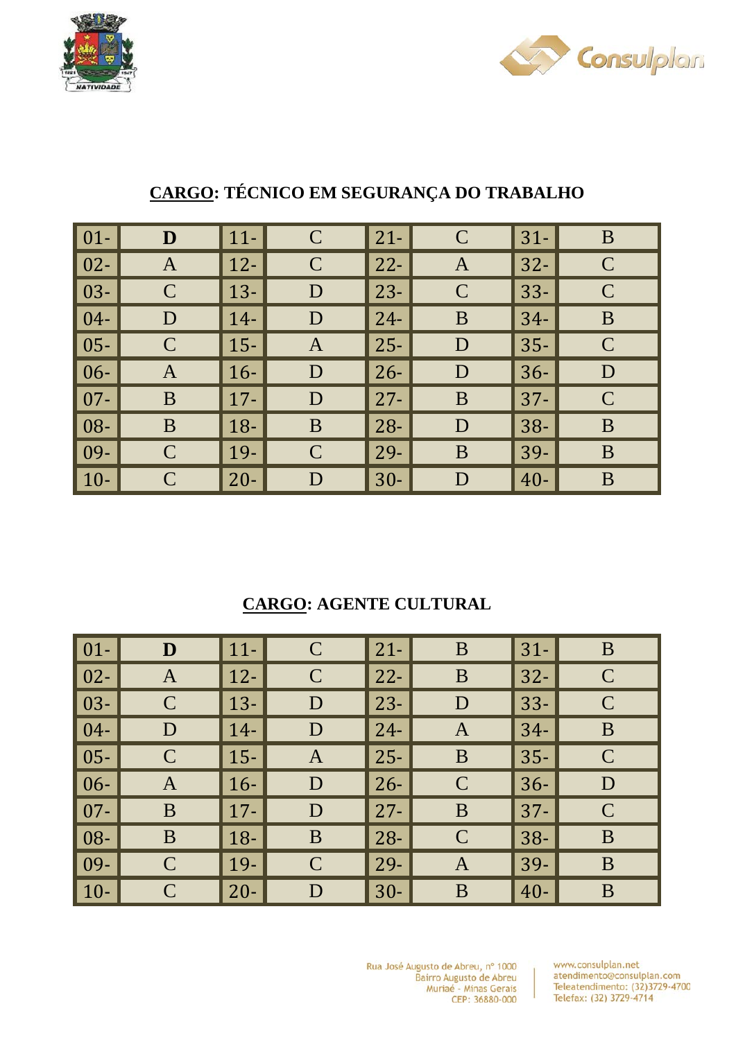## **CARGO**: TÉCNICO EM SEGURANÇA DO TRABALHO

| | | | | | | | |
|---|---|---|---|---|---|---|---|
| 01- | **D** | 11- | C | 21- | C | 31- | B |
| 02- | A | 12- | C | 22- | A | 32- | C |
| 03- | C | 13- | D | 23- | C | 33- | C |
| 04- | D | 14- | D | 24- | B | 34- | B |
| 05- | C | 15- | A | 25- | D | 35- | C |
| 06- | A | 16- | D | 26- | D | 36- | D |
| 07- | B | 17- | D | 27- | B | 37- | C |
| 08- | B | 18- | B | 28- | D | 38- | B |
| 09- | C | 19- | C | 29- | B | 39- | B |
| 10- | C | 20- | D | 30- | D | 40- | B |

## **CARGO**: AGENTE CULTURAL

| | | | | | | | |
|---|---|---|---|---|---|---|---|
| 01- | **D** | 11- | C | 21- | B | 31- | B |
| 02- | A | 12- | C | 22- | B | 32- | C |
| 03- | C | 13- | D | 23- | D | 33- | C |
| 04- | D | 14- | D | 24- | A | 34- | B |
| 05- | C | 15- | A | 25- | B | 35- | C |
| 06- | A | 16- | D | 26- | C | 36- | D |
| 07- | B | 17- | D | 27- | B | 37- | C |
| 08- | B | 18- | B | 28- | C | 38- | B |
| 09- | C | 19- | C | 29- | A | 39- | B |
| 10- | C | 20- | D | 30- | B | 40- | B |

Rua José Augusto de Abreu, nº 1000
Bairro Augusto de Abreu
Muriaé - Minas Gerais
CEP: 36880-000

www.consulplan.net
atendimento@consulplan.com
Teleatendimento: (32)3729-4700
Telefax: (32) 3729-4714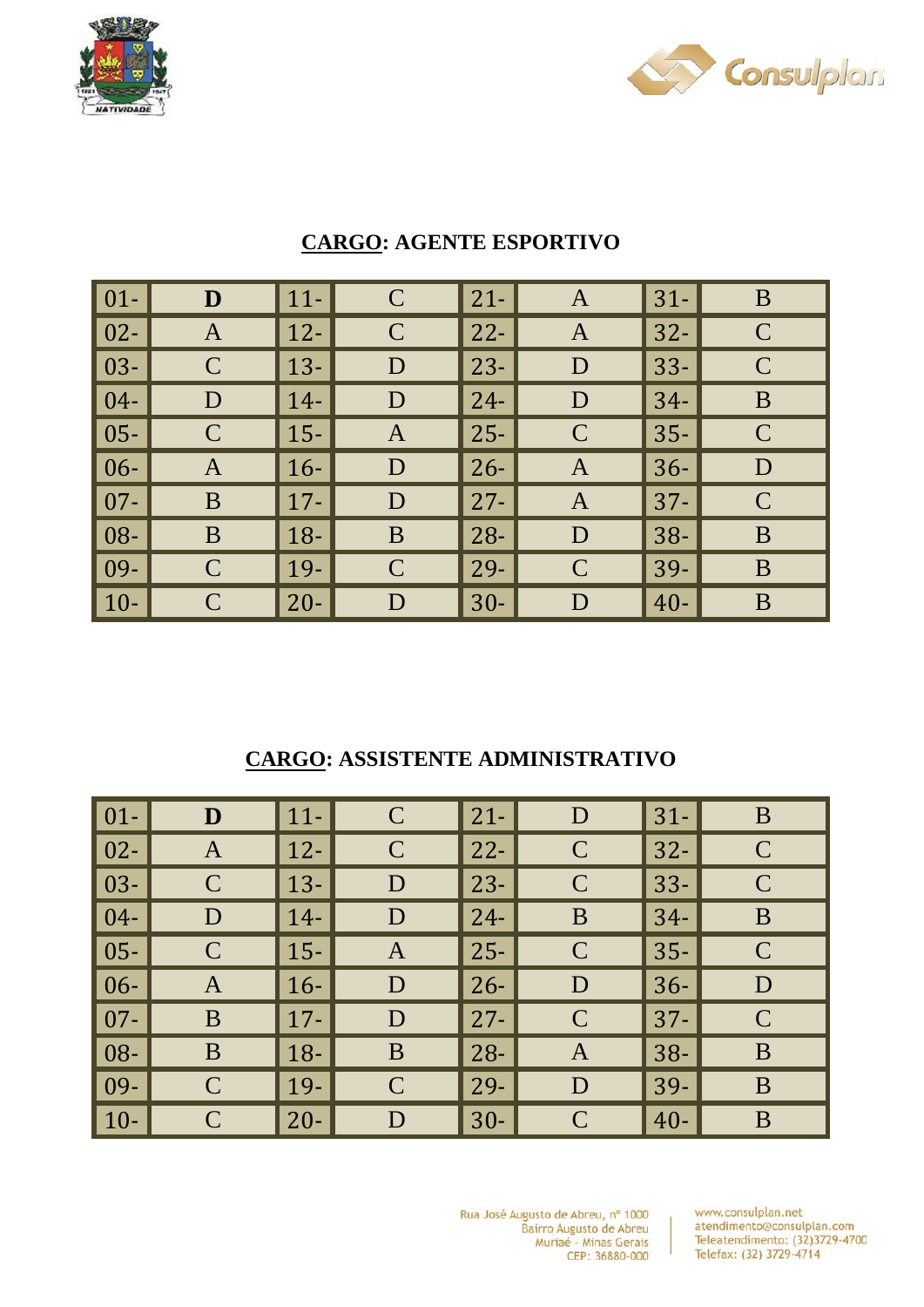## CARGO: AGENTE ESPORTIVO

| | | | | | | | |
|---|---|---|---|---|---|---|---|
| 01- | **D** | 11- | C | 21- | A | 31- | B |
| 02- | A | 12- | C | 22- | A | 32- | C |
| 03- | C | 13- | D | 23- | D | 33- | C |
| 04- | D | 14- | D | 24- | D | 34- | B |
| 05- | C | 15- | A | 25- | C | 35- | C |
| 06- | A | 16- | D | 26- | A | 36- | D |
| 07- | B | 17- | D | 27- | A | 37- | C |
| 08- | B | 18- | B | 28- | D | 38- | B |
| 09- | C | 19- | C | 29- | C | 39- | B |
| 10- | C | 20- | D | 30- | D | 40- | B |

## CARGO: ASSISTENTE ADMINISTRATIVO

| | | | | | | | |
|---|---|---|---|---|---|---|---|
| 01- | **D** | 11- | C | 21- | D | 31- | B |
| 02- | A | 12- | C | 22- | C | 32- | C |
| 03- | C | 13- | D | 23- | C | 33- | C |
| 04- | D | 14- | D | 24- | B | 34- | B |
| 05- | C | 15- | A | 25- | C | 35- | C |
| 06- | A | 16- | D | 26- | D | 36- | D |
| 07- | B | 17- | D | 27- | C | 37- | C |
| 08- | B | 18- | B | 28- | A | 38- | B |
| 09- | C | 19- | C | 29- | D | 39- | B |
| 10- | C | 20- | D | 30- | C | 40- | B |

Rua José Augusto de Abreu, nº 1000
Bairro Augusto de Abreu
Muriaé - Minas Gerais
CEP: 36880-000

www.consulplan.net
atendimento@consulplan.com
Teleatendimento: (32)3729-4700
Telefax: (32) 3729-4714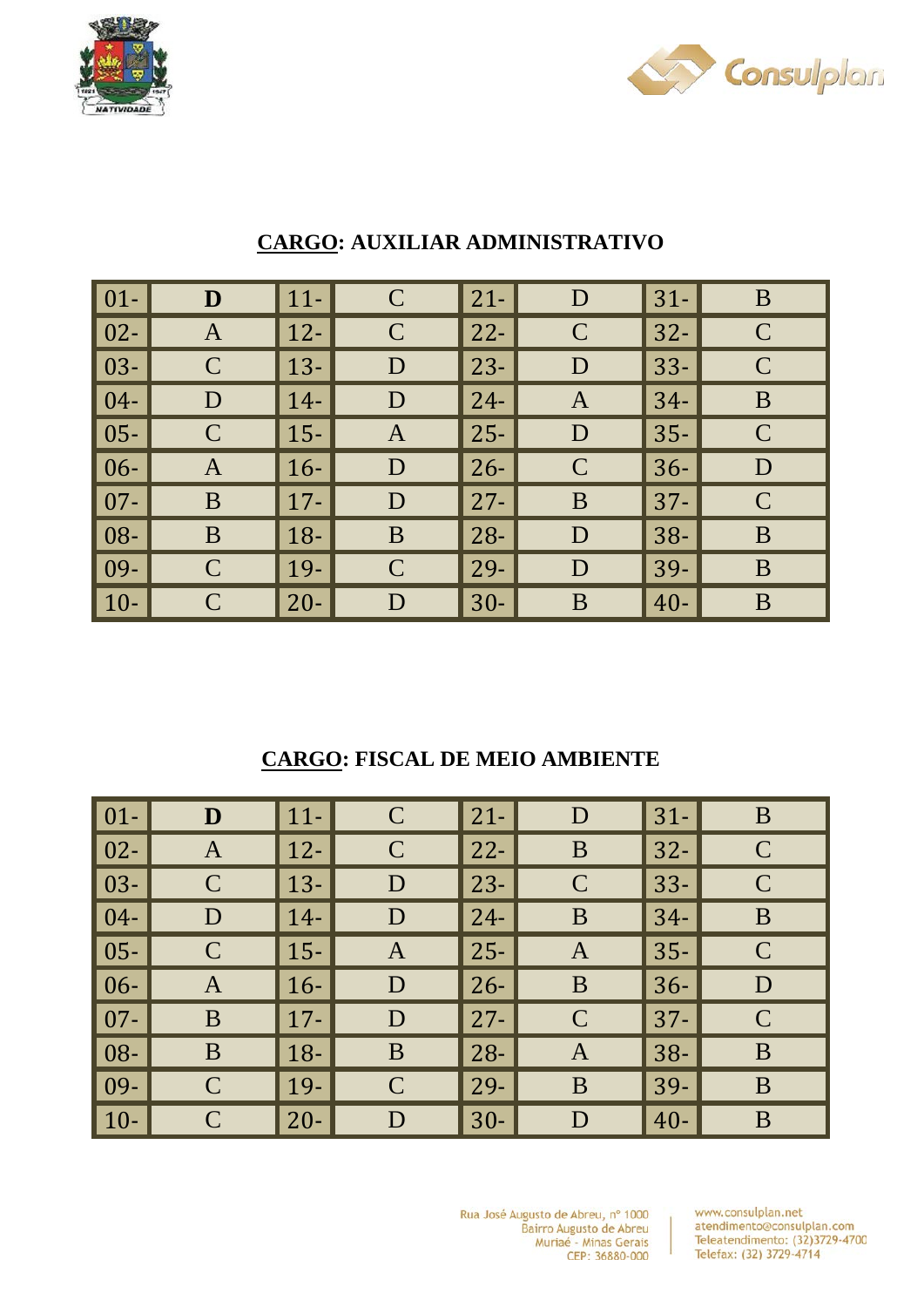**CARGO: AUXILIAR ADMINISTRATIVO**

| | | | | | | | |
|---|---|---|---|---|---|---|---|
| 01- | **D** | 11- | C | 21- | D | 31- | B |
| 02- | A | 12- | C | 22- | C | 32- | C |
| 03- | C | 13- | D | 23- | D | 33- | C |
| 04- | D | 14- | D | 24- | A | 34- | B |
| 05- | C | 15- | A | 25- | D | 35- | C |
| 06- | A | 16- | D | 26- | C | 36- | D |
| 07- | B | 17- | D | 27- | B | 37- | C |
| 08- | B | 18- | B | 28- | D | 38- | B |
| 09- | C | 19- | C | 29- | D | 39- | B |
| 10- | C | 20- | D | 30- | B | 40- | B |

**CARGO: FISCAL DE MEIO AMBIENTE**

| | | | | | | | |
|---|---|---|---|---|---|---|---|
| 01- | **D** | 11- | C | 21- | D | 31- | B |
| 02- | A | 12- | C | 22- | B | 32- | C |
| 03- | C | 13- | D | 23- | C | 33- | C |
| 04- | D | 14- | D | 24- | B | 34- | B |
| 05- | C | 15- | A | 25- | A | 35- | C |
| 06- | A | 16- | D | 26- | B | 36- | D |
| 07- | B | 17- | D | 27- | C | 37- | C |
| 08- | B | 18- | B | 28- | A | 38- | B |
| 09- | C | 19- | C | 29- | B | 39- | B |
| 10- | C | 20- | D | 30- | D | 40- | B |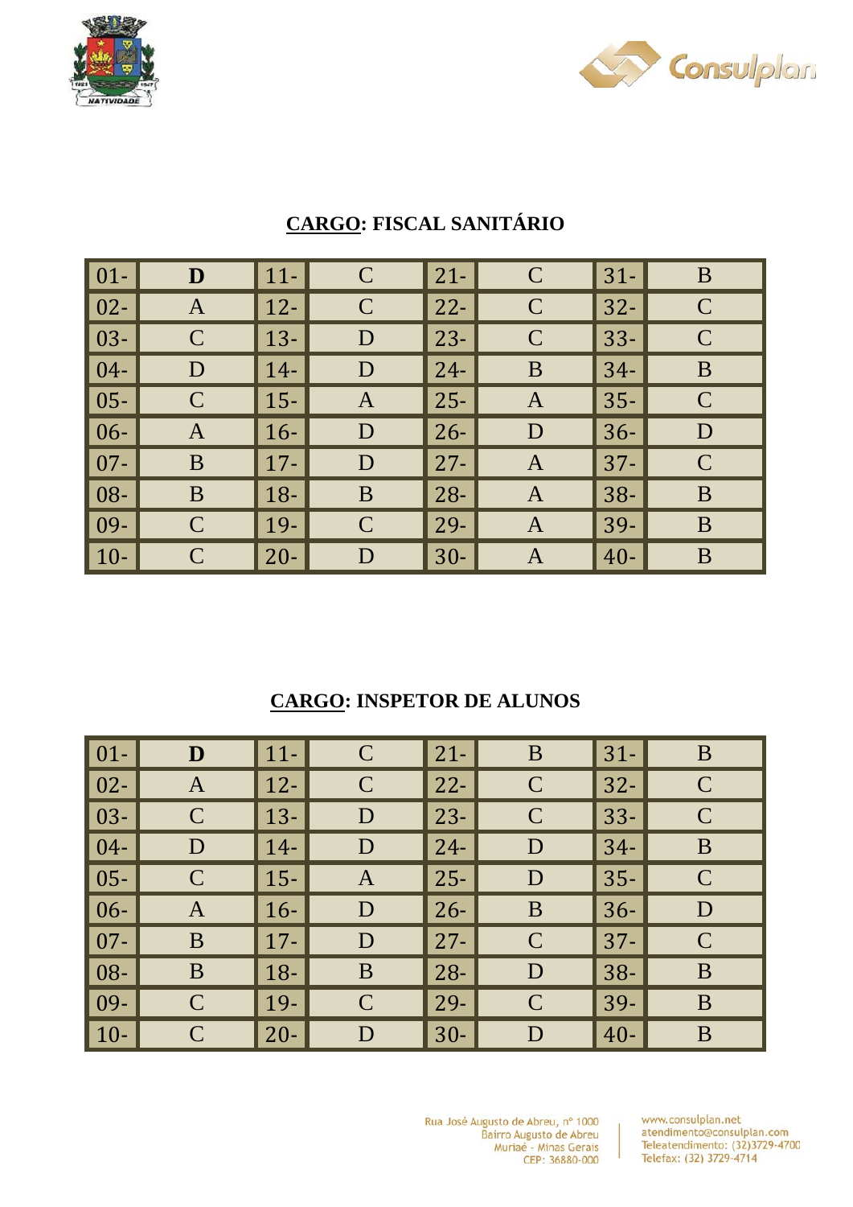## CARGO: FISCAL SANITÁRIO

| | | | | | | | |
|---|---|---|---|---|---|---|---|
| 01- | **D** | 11- | C | 21- | C | 31- | B |
| 02- | A | 12- | C | 22- | C | 32- | C |
| 03- | C | 13- | D | 23- | C | 33- | C |
| 04- | D | 14- | D | 24- | B | 34- | B |
| 05- | C | 15- | A | 25- | A | 35- | C |
| 06- | A | 16- | D | 26- | D | 36- | D |
| 07- | B | 17- | D | 27- | A | 37- | C |
| 08- | B | 18- | B | 28- | A | 38- | B |
| 09- | C | 19- | C | 29- | A | 39- | B |
| 10- | C | 20- | D | 30- | A | 40- | B |

## CARGO: INSPETOR DE ALUNOS

| | | | | | | | |
|---|---|---|---|---|---|---|---|
| 01- | **D** | 11- | C | 21- | B | 31- | B |
| 02- | A | 12- | C | 22- | C | 32- | C |
| 03- | C | 13- | D | 23- | C | 33- | C |
| 04- | D | 14- | D | 24- | D | 34- | B |
| 05- | C | 15- | A | 25- | D | 35- | C |
| 06- | A | 16- | D | 26- | B | 36- | D |
| 07- | B | 17- | D | 27- | C | 37- | C |
| 08- | B | 18- | B | 28- | D | 38- | B |
| 09- | C | 19- | C | 29- | C | 39- | B |
| 10- | C | 20- | D | 30- | D | 40- | B |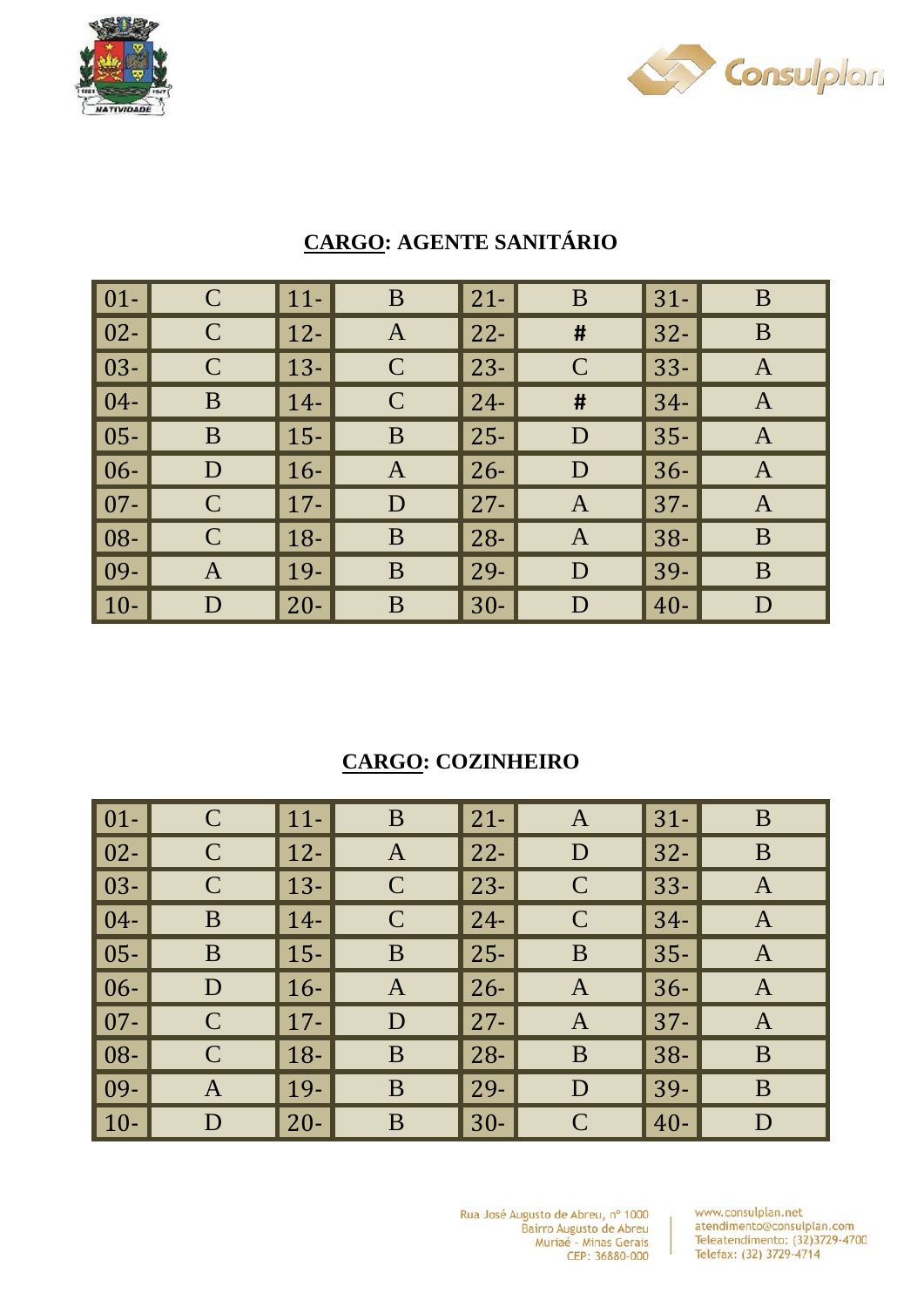**CARGO: AGENTE SANITÁRIO**

| 01- | C | 11- | B | 21- | B | 31- | B |
|---|---|---|---|---|---|---|---|
| 02- | C | 12- | A | 22- | # | 32- | B |
| 03- | C | 13- | C | 23- | C | 33- | A |
| 04- | B | 14- | C | 24- | # | 34- | A |
| 05- | B | 15- | B | 25- | D | 35- | A |
| 06- | D | 16- | A | 26- | D | 36- | A |
| 07- | C | 17- | D | 27- | A | 37- | A |
| 08- | C | 18- | B | 28- | A | 38- | B |
| 09- | A | 19- | B | 29- | D | 39- | B |
| 10- | D | 20- | B | 30- | D | 40- | D |

**CARGO: COZINHEIRO**

| 01- | C | 11- | B | 21- | A | 31- | B |
|---|---|---|---|---|---|---|---|
| 02- | C | 12- | A | 22- | D | 32- | B |
| 03- | C | 13- | C | 23- | C | 33- | A |
| 04- | B | 14- | C | 24- | C | 34- | A |
| 05- | B | 15- | B | 25- | B | 35- | A |
| 06- | D | 16- | A | 26- | A | 36- | A |
| 07- | C | 17- | D | 27- | A | 37- | A |
| 08- | C | 18- | B | 28- | B | 38- | B |
| 09- | A | 19- | B | 29- | D | 39- | B |
| 10- | D | 20- | B | 30- | C | 40- | D |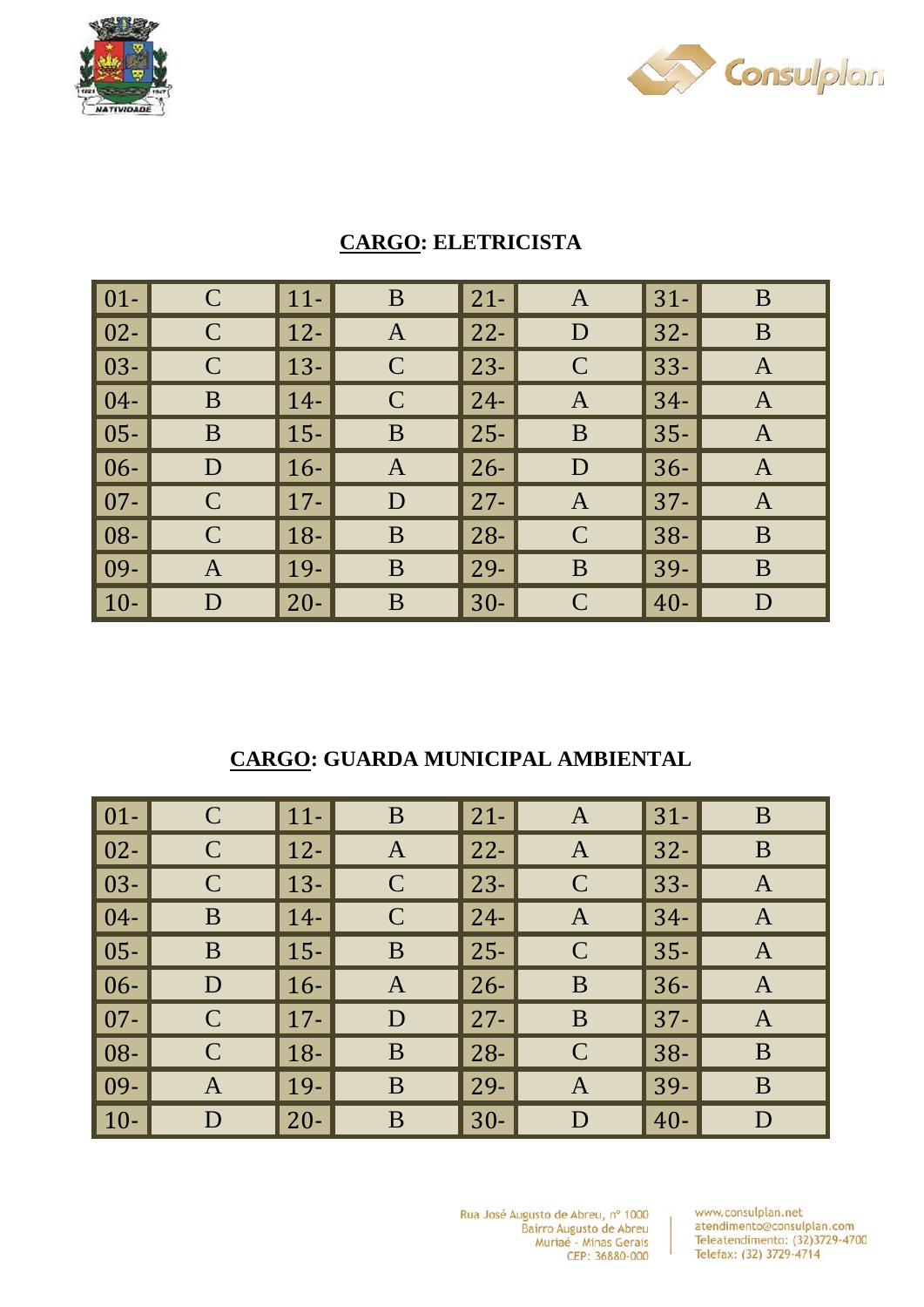**CARGO: ELETRICISTA**

| | | | | | | | |
|---|---|---|---|---|---|---|---|
| 01- | C | 11- | B | 21- | A | 31- | B |
| 02- | C | 12- | A | 22- | D | 32- | B |
| 03- | C | 13- | C | 23- | C | 33- | A |
| 04- | B | 14- | C | 24- | A | 34- | A |
| 05- | B | 15- | B | 25- | B | 35- | A |
| 06- | D | 16- | A | 26- | D | 36- | A |
| 07- | C | 17- | D | 27- | A | 37- | A |
| 08- | C | 18- | B | 28- | C | 38- | B |
| 09- | A | 19- | B | 29- | B | 39- | B |
| 10- | D | 20- | B | 30- | C | 40- | D |

**CARGO: GUARDA MUNICIPAL AMBIENTAL**

| | | | | | | | |
|---|---|---|---|---|---|---|---|
| 01- | C | 11- | B | 21- | A | 31- | B |
| 02- | C | 12- | A | 22- | A | 32- | B |
| 03- | C | 13- | C | 23- | C | 33- | A |
| 04- | B | 14- | C | 24- | A | 34- | A |
| 05- | B | 15- | B | 25- | C | 35- | A |
| 06- | D | 16- | A | 26- | B | 36- | A |
| 07- | C | 17- | D | 27- | B | 37- | A |
| 08- | C | 18- | B | 28- | C | 38- | B |
| 09- | A | 19- | B | 29- | A | 39- | B |
| 10- | D | 20- | B | 30- | D | 40- | D |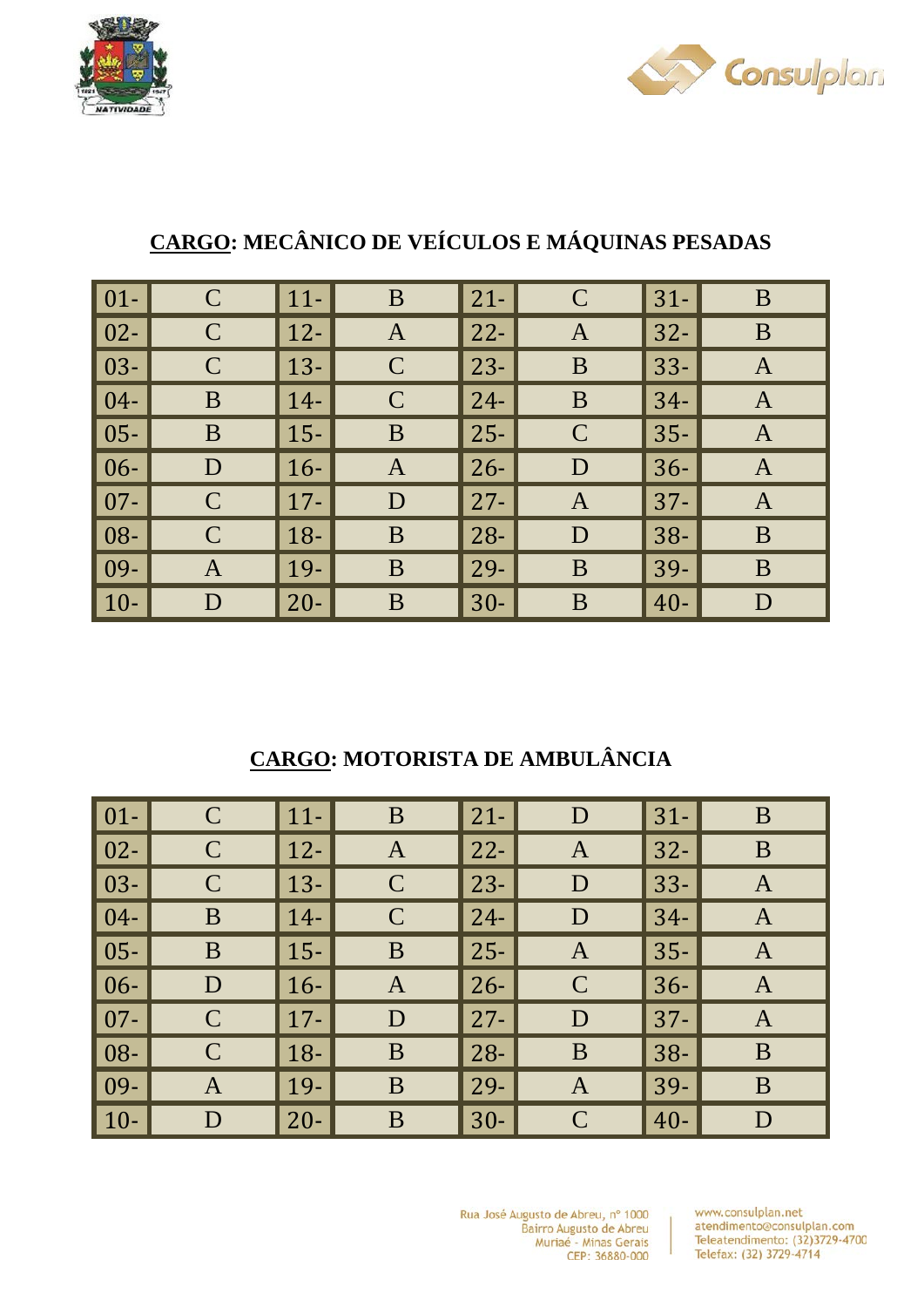## CARGO: MECÂNICO DE VEÍCULOS E MÁQUINAS PESADAS

| | | | | | | | |
|---|---|---|---|---|---|---|---|
| 01- | C | 11- | B | 21- | C | 31- | B |
| 02- | C | 12- | A | 22- | A | 32- | B |
| 03- | C | 13- | C | 23- | B | 33- | A |
| 04- | B | 14- | C | 24- | B | 34- | A |
| 05- | B | 15- | B | 25- | C | 35- | A |
| 06- | D | 16- | A | 26- | D | 36- | A |
| 07- | C | 17- | D | 27- | A | 37- | A |
| 08- | C | 18- | B | 28- | D | 38- | B |
| 09- | A | 19- | B | 29- | B | 39- | B |
| 10- | D | 20- | B | 30- | B | 40- | D |

## CARGO: MOTORISTA DE AMBULÂNCIA

| | | | | | | | |
|---|---|---|---|---|---|---|---|
| 01- | C | 11- | B | 21- | D | 31- | B |
| 02- | C | 12- | A | 22- | A | 32- | B |
| 03- | C | 13- | C | 23- | D | 33- | A |
| 04- | B | 14- | C | 24- | D | 34- | A |
| 05- | B | 15- | B | 25- | A | 35- | A |
| 06- | D | 16- | A | 26- | C | 36- | A |
| 07- | C | 17- | D | 27- | D | 37- | A |
| 08- | C | 18- | B | 28- | B | 38- | B |
| 09- | A | 19- | B | 29- | A | 39- | B |
| 10- | D | 20- | B | 30- | C | 40- | D |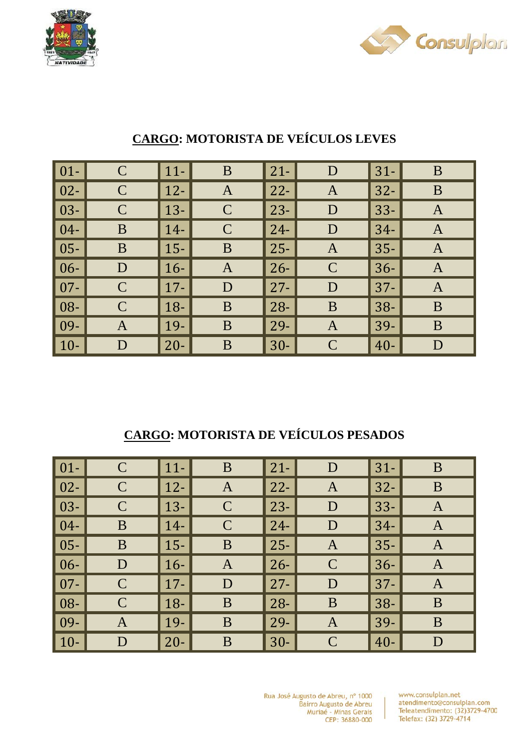**CARGO: MOTORISTA DE VEÍCULOS LEVES**

| | | | | | | | |
|---|---|---|---|---|---|---|---|
| 01- | C | 11- | B | 21- | D | 31- | B |
| 02- | C | 12- | A | 22- | A | 32- | B |
| 03- | C | 13- | C | 23- | D | 33- | A |
| 04- | B | 14- | C | 24- | D | 34- | A |
| 05- | B | 15- | B | 25- | A | 35- | A |
| 06- | D | 16- | A | 26- | C | 36- | A |
| 07- | C | 17- | D | 27- | D | 37- | A |
| 08- | C | 18- | B | 28- | B | 38- | B |
| 09- | A | 19- | B | 29- | A | 39- | B |
| 10- | D | 20- | B | 30- | C | 40- | D |

**CARGO: MOTORISTA DE VEÍCULOS PESADOS**

| | | | | | | | |
|---|---|---|---|---|---|---|---|
| 01- | C | 11- | B | 21- | D | 31- | B |
| 02- | C | 12- | A | 22- | A | 32- | B |
| 03- | C | 13- | C | 23- | D | 33- | A |
| 04- | B | 14- | C | 24- | D | 34- | A |
| 05- | B | 15- | B | 25- | A | 35- | A |
| 06- | D | 16- | A | 26- | C | 36- | A |
| 07- | C | 17- | D | 27- | D | 37- | A |
| 08- | C | 18- | B | 28- | B | 38- | B |
| 09- | A | 19- | B | 29- | A | 39- | B |
| 10- | D | 20- | B | 30- | C | 40- | D |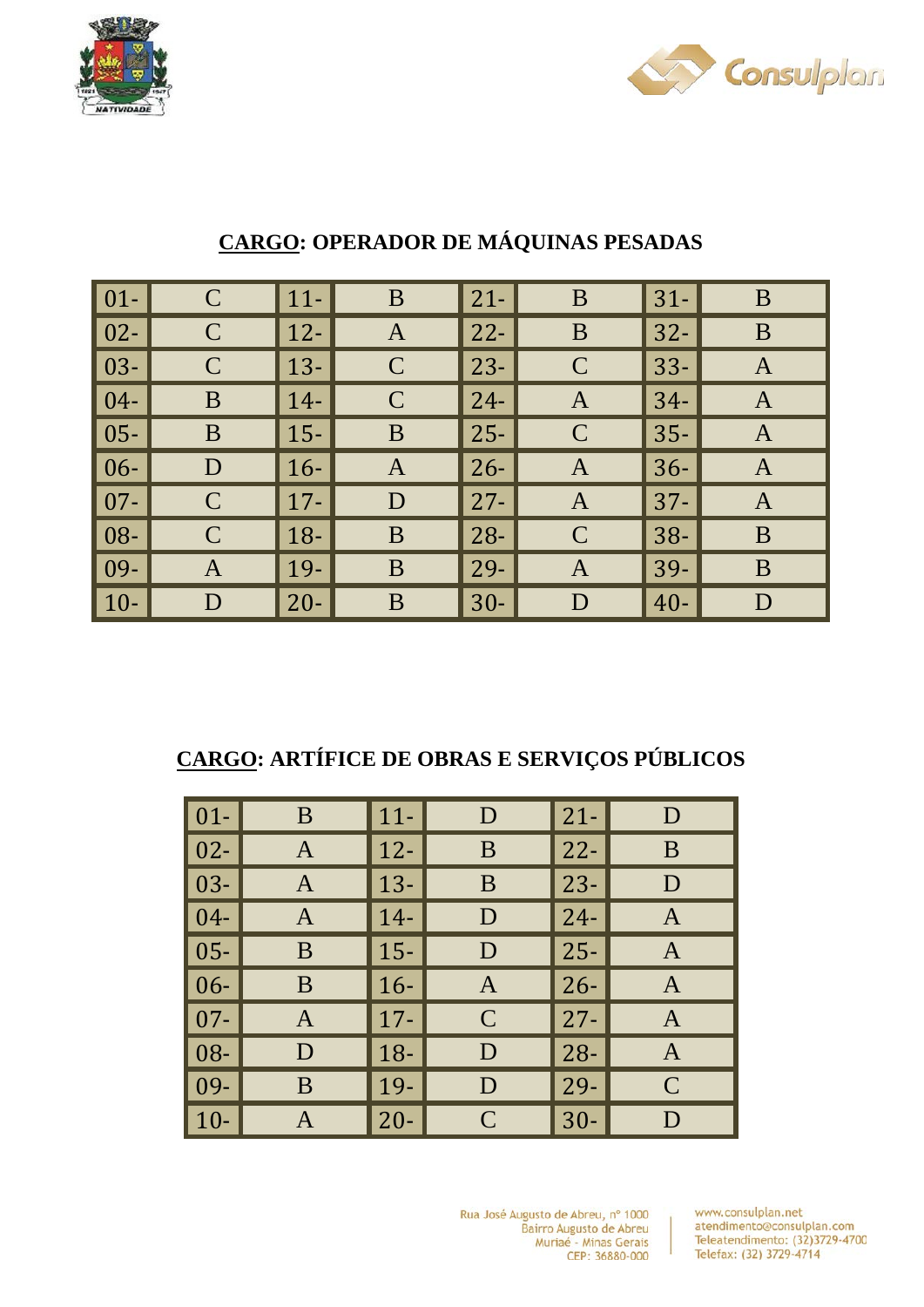## **<u>CARGO</u>: OPERADOR DE MÁQUINAS PESADAS**

| | | | | | | | |
|---|---|---|---|---|---|---|---|
| 01- | C | 11- | B | 21- | B | 31- | B |
| 02- | C | 12- | A | 22- | B | 32- | B |
| 03- | C | 13- | C | 23- | C | 33- | A |
| 04- | B | 14- | C | 24- | A | 34- | A |
| 05- | B | 15- | B | 25- | C | 35- | A |
| 06- | D | 16- | A | 26- | A | 36- | A |
| 07- | C | 17- | D | 27- | A | 37- | A |
| 08- | C | 18- | B | 28- | C | 38- | B |
| 09- | A | 19- | B | 29- | A | 39- | B |
| 10- | D | 20- | B | 30- | D | 40- | D |

## **<u>CARGO</u>: ARTÍFICE DE OBRAS E SERVIÇOS PÚBLICOS**

| | | | | | |
|---|---|---|---|---|---|
| 01- | B | 11- | D | 21- | D |
| 02- | A | 12- | B | 22- | B |
| 03- | A | 13- | B | 23- | D |
| 04- | A | 14- | D | 24- | A |
| 05- | B | 15- | D | 25- | A |
| 06- | B | 16- | A | 26- | A |
| 07- | A | 17- | C | 27- | A |
| 08- | D | 18- | D | 28- | A |
| 09- | B | 19- | D | 29- | C |
| 10- | A | 20- | C | 30- | D |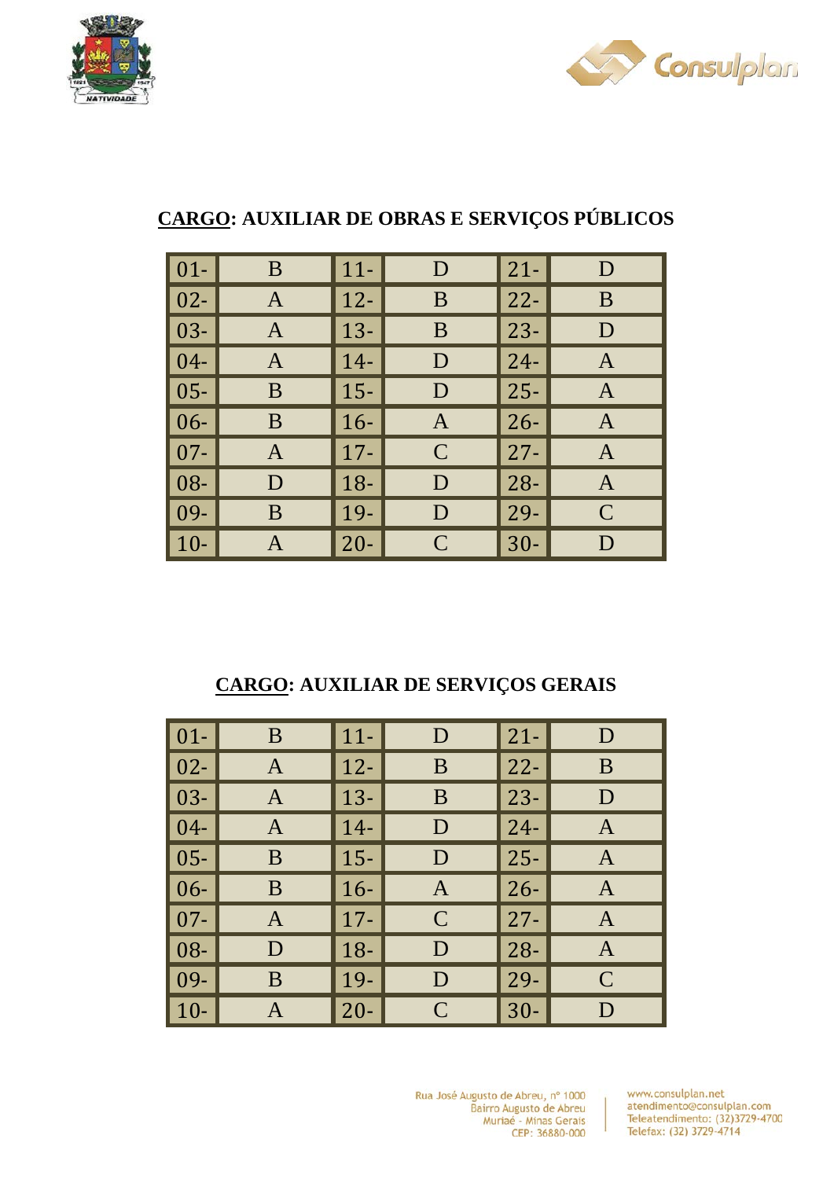## CARGO: AUXILIAR DE OBRAS E SERVIÇOS PÚBLICOS

| | | | | | |
|---|---|---|---|---|---|
| 01- | B | 11- | D | 21- | D |
| 02- | A | 12- | B | 22- | B |
| 03- | A | 13- | B | 23- | D |
| 04- | A | 14- | D | 24- | A |
| 05- | B | 15- | D | 25- | A |
| 06- | B | 16- | A | 26- | A |
| 07- | A | 17- | C | 27- | A |
| 08- | D | 18- | D | 28- | A |
| 09- | B | 19- | D | 29- | C |
| 10- | A | 20- | C | 30- | D |

## CARGO: AUXILIAR DE SERVIÇOS GERAIS

| | | | | | |
|---|---|---|---|---|---|
| 01- | B | 11- | D | 21- | D |
| 02- | A | 12- | B | 22- | B |
| 03- | A | 13- | B | 23- | D |
| 04- | A | 14- | D | 24- | A |
| 05- | B | 15- | D | 25- | A |
| 06- | B | 16- | A | 26- | A |
| 07- | A | 17- | C | 27- | A |
| 08- | D | 18- | D | 28- | A |
| 09- | B | 19- | D | 29- | C |
| 10- | A | 20- | C | 30- | D |

Rua José Augusto de Abreu, nº 1000
Bairro Augusto de Abreu
Muriaé - Minas Gerais
CEP: 36880-000

www.consulplan.net
atendimento@consulplan.com
Teleatendimento: (32)3729-4700
Telefax: (32) 3729-4714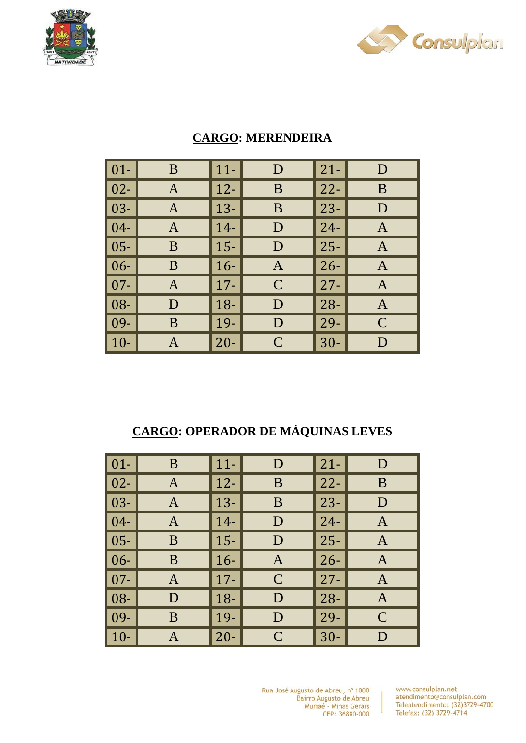## **<u>CARGO</u>: MERENDEIRA**

| | | | | | |
|---|---|---|---|---|---|
| 01- | B | 11- | D | 21- | D |
| 02- | A | 12- | B | 22- | B |
| 03- | A | 13- | B | 23- | D |
| 04- | A | 14- | D | 24- | A |
| 05- | B | 15- | D | 25- | A |
| 06- | B | 16- | A | 26- | A |
| 07- | A | 17- | C | 27- | A |
| 08- | D | 18- | D | 28- | A |
| 09- | B | 19- | D | 29- | C |
| 10- | A | 20- | C | 30- | D |

## **<u>CARGO</u>: OPERADOR DE MÁQUINAS LEVES**

| | | | | | |
|---|---|---|---|---|---|
| 01- | B | 11- | D | 21- | D |
| 02- | A | 12- | B | 22- | B |
| 03- | A | 13- | B | 23- | D |
| 04- | A | 14- | D | 24- | A |
| 05- | B | 15- | D | 25- | A |
| 06- | B | 16- | A | 26- | A |
| 07- | A | 17- | C | 27- | A |
| 08- | D | 18- | D | 28- | A |
| 09- | B | 19- | D | 29- | C |
| 10- | A | 20- | C | 30- | D |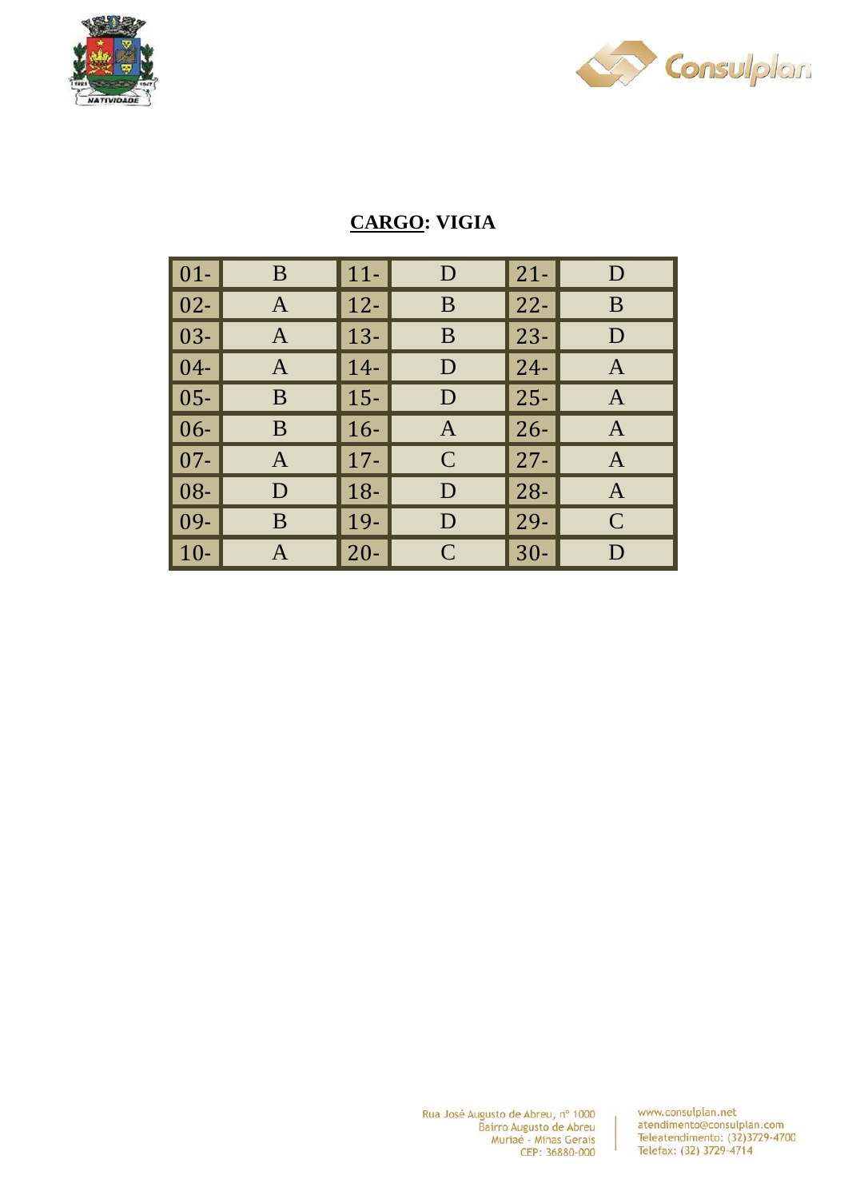**CARGO: VIGIA**

| | | | | | |
|---|---|---|---|---|---|
| 01- | B | 11- | D | 21- | D |
| 02- | A | 12- | B | 22- | B |
| 03- | A | 13- | B | 23- | D |
| 04- | A | 14- | D | 24- | A |
| 05- | B | 15- | D | 25- | A |
| 06- | B | 16- | A | 26- | A |
| 07- | A | 17- | C | 27- | A |
| 08- | D | 18- | D | 28- | A |
| 09- | B | 19- | D | 29- | C |
| 10- | A | 20- | C | 30- | D |